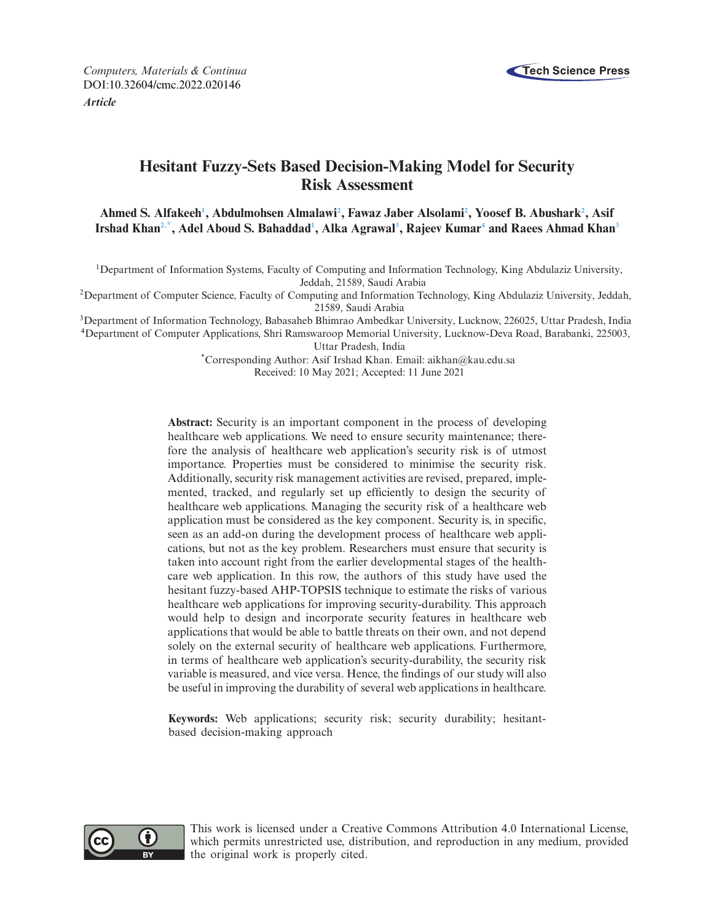Computers, Materials & Continua
DOI:10.32604/cmc.2022.020146
*Article*

# Hesitant Fuzzy-Sets Based Decision-Making Model for Security Risk Assessment

**Ahmed S. Alfakeeh[1], Abdulmohsen Almalawi[2], Fawaz Jaber Alsolami[2], Yoosef B. Abushark[2], Asif Irshad Khan[2,*], Adel Aboud S. Bahaddad[1], Alka Agrawal[3], Rajeev Kumar[4] and Raees Ahmad Khan[3]**

[1]Department of Information Systems, Faculty of Computing and Information Technology, King Abdulaziz University, Jeddah, 21589, Saudi Arabia

[2]Department of Computer Science, Faculty of Computing and Information Technology, King Abdulaziz University, Jeddah, 21589, Saudi Arabia

[3]Department of Information Technology, Babasaheb Bhimrao Ambedkar University, Lucknow, 226025, Uttar Pradesh, India

[4]Department of Computer Applications, Shri Ramswaroop Memorial University, Lucknow-Deva Road, Barabanki, 225003, Uttar Pradesh, India

[*]Corresponding Author: Asif Irshad Khan. Email: aikhan@kau.edu.sa

Received: 10 May 2021; Accepted: 11 June 2021

**Abstract:** Security is an important component in the process of developing healthcare web applications. We need to ensure security maintenance; therefore the analysis of healthcare web application's security risk is of utmost importance. Properties must be considered to minimise the security risk. Additionally, security risk management activities are revised, prepared, implemented, tracked, and regularly set up efficiently to design the security of healthcare web applications. Managing the security risk of a healthcare web application must be considered as the key component. Security is, in specific, seen as an add-on during the development process of healthcare web applications, but not as the key problem. Researchers must ensure that security is taken into account right from the earlier developmental stages of the healthcare web application. In this row, the authors of this study have used the hesitant fuzzy-based AHP-TOPSIS technique to estimate the risks of various healthcare web applications for improving security-durability. This approach would help to design and incorporate security features in healthcare web applications that would be able to battle threats on their own, and not depend solely on the external security of healthcare web applications. Furthermore, in terms of healthcare web application's security-durability, the security risk variable is measured, and vice versa. Hence, the findings of our study will also be useful in improving the durability of several web applications in healthcare.

**Keywords:** Web applications; security risk; security durability; hesitant-based decision-making approach

This work is licensed under a Creative Commons Attribution 4.0 International License, which permits unrestricted use, distribution, and reproduction in any medium, provided the original work is properly cited.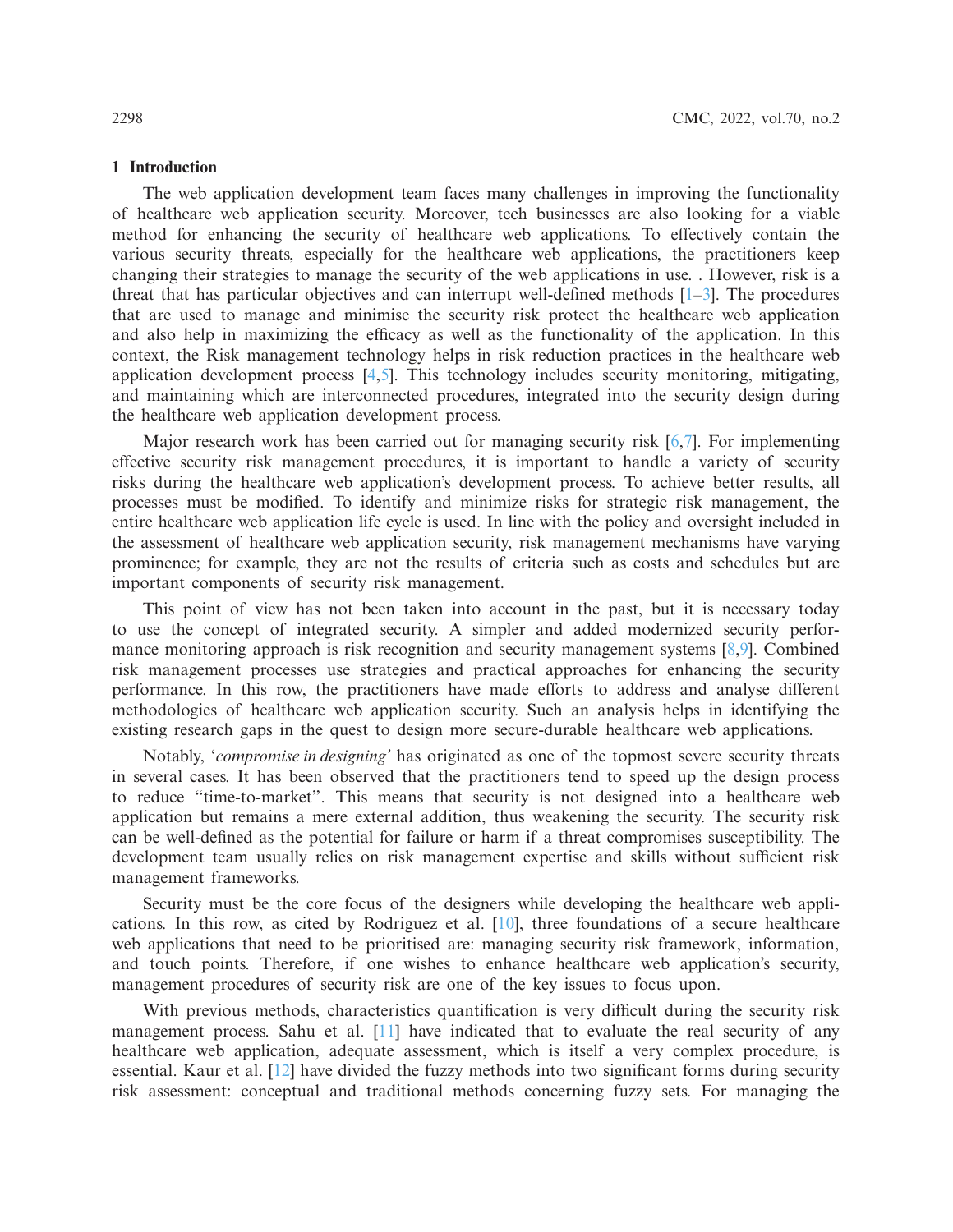## 1 Introduction

The web application development team faces many challenges in improving the functionality of healthcare web application security. Moreover, tech businesses are also looking for a viable method for enhancing the security of healthcare web applications. To effectively contain the various security threats, especially for the healthcare web applications, the practitioners keep changing their strategies to manage the security of the web applications in use. . However, risk is a threat that has particular objectives and can interrupt well-defined methods [1–3]. The procedures that are used to manage and minimise the security risk protect the healthcare web application and also help in maximizing the efficacy as well as the functionality of the application. In this context, the Risk management technology helps in risk reduction practices in the healthcare web application development process [4,5]. This technology includes security monitoring, mitigating, and maintaining which are interconnected procedures, integrated into the security design during the healthcare web application development process.

Major research work has been carried out for managing security risk [6,7]. For implementing effective security risk management procedures, it is important to handle a variety of security risks during the healthcare web application's development process. To achieve better results, all processes must be modified. To identify and minimize risks for strategic risk management, the entire healthcare web application life cycle is used. In line with the policy and oversight included in the assessment of healthcare web application security, risk management mechanisms have varying prominence; for example, they are not the results of criteria such as costs and schedules but are important components of security risk management.

This point of view has not been taken into account in the past, but it is necessary today to use the concept of integrated security. A simpler and added modernized security performance monitoring approach is risk recognition and security management systems [8,9]. Combined risk management processes use strategies and practical approaches for enhancing the security performance. In this row, the practitioners have made efforts to address and analyse different methodologies of healthcare web application security. Such an analysis helps in identifying the existing research gaps in the quest to design more secure-durable healthcare web applications.

Notably, '*compromise in designing*' has originated as one of the topmost severe security threats in several cases. It has been observed that the practitioners tend to speed up the design process to reduce "time-to-market". This means that security is not designed into a healthcare web application but remains a mere external addition, thus weakening the security. The security risk can be well-defined as the potential for failure or harm if a threat compromises susceptibility. The development team usually relies on risk management expertise and skills without sufficient risk management frameworks.

Security must be the core focus of the designers while developing the healthcare web applications. In this row, as cited by Rodriguez et al. [10], three foundations of a secure healthcare web applications that need to be prioritised are: managing security risk framework, information, and touch points. Therefore, if one wishes to enhance healthcare web application's security, management procedures of security risk are one of the key issues to focus upon.

With previous methods, characteristics quantification is very difficult during the security risk management process. Sahu et al. [11] have indicated that to evaluate the real security of any healthcare web application, adequate assessment, which is itself a very complex procedure, is essential. Kaur et al. [12] have divided the fuzzy methods into two significant forms during security risk assessment: conceptual and traditional methods concerning fuzzy sets. For managing the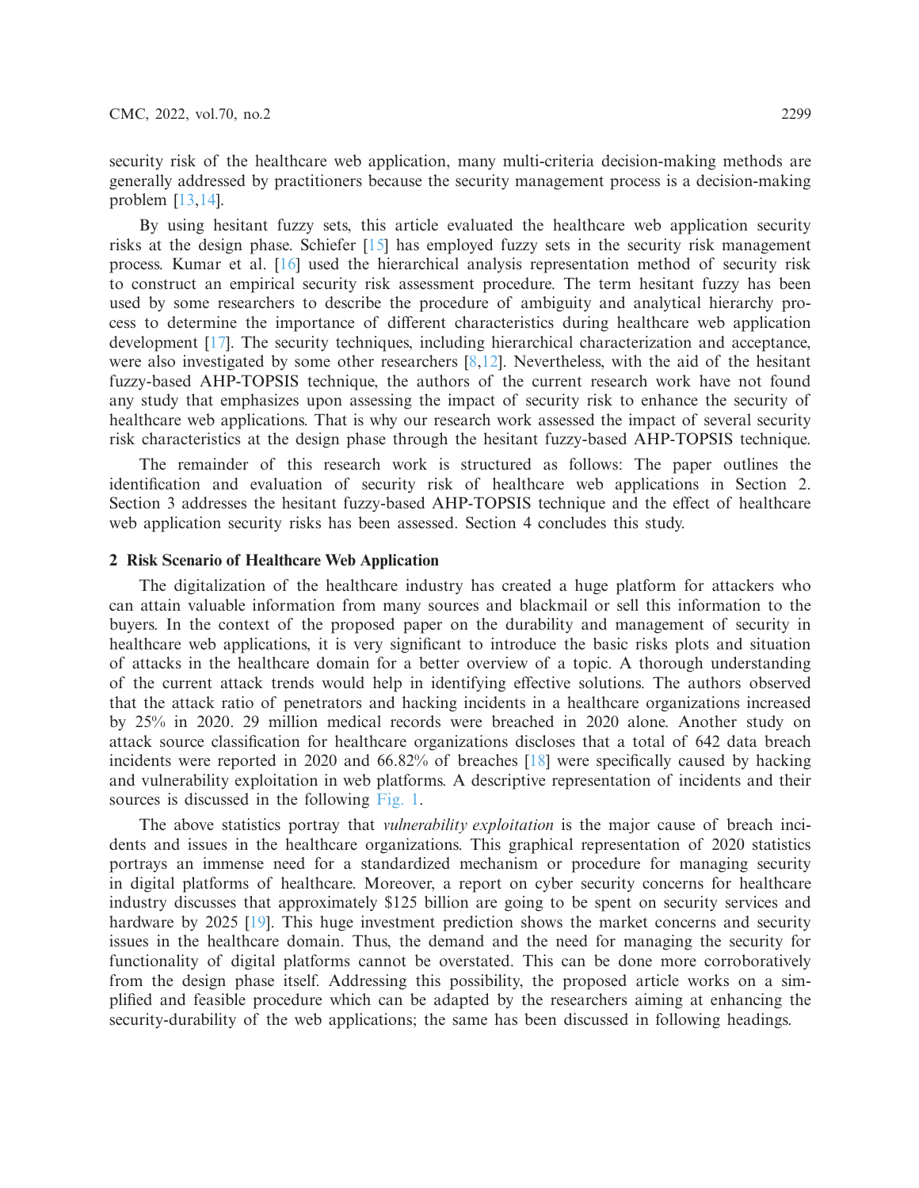security risk of the healthcare web application, many multi-criteria decision-making methods are generally addressed by practitioners because the security management process is a decision-making problem [13,14].

By using hesitant fuzzy sets, this article evaluated the healthcare web application security risks at the design phase. Schiefer [15] has employed fuzzy sets in the security risk management process. Kumar et al. [16] used the hierarchical analysis representation method of security risk to construct an empirical security risk assessment procedure. The term hesitant fuzzy has been used by some researchers to describe the procedure of ambiguity and analytical hierarchy process to determine the importance of different characteristics during healthcare web application development [17]. The security techniques, including hierarchical characterization and acceptance, were also investigated by some other researchers [8,12]. Nevertheless, with the aid of the hesitant fuzzy-based AHP-TOPSIS technique, the authors of the current research work have not found any study that emphasizes upon assessing the impact of security risk to enhance the security of healthcare web applications. That is why our research work assessed the impact of several security risk characteristics at the design phase through the hesitant fuzzy-based AHP-TOPSIS technique.

The remainder of this research work is structured as follows: The paper outlines the identification and evaluation of security risk of healthcare web applications in Section 2. Section 3 addresses the hesitant fuzzy-based AHP-TOPSIS technique and the effect of healthcare web application security risks has been assessed. Section 4 concludes this study.

## 2 Risk Scenario of Healthcare Web Application

The digitalization of the healthcare industry has created a huge platform for attackers who can attain valuable information from many sources and blackmail or sell this information to the buyers. In the context of the proposed paper on the durability and management of security in healthcare web applications, it is very significant to introduce the basic risks plots and situation of attacks in the healthcare domain for a better overview of a topic. A thorough understanding of the current attack trends would help in identifying effective solutions. The authors observed that the attack ratio of penetrators and hacking incidents in a healthcare organizations increased by 25% in 2020. 29 million medical records were breached in 2020 alone. Another study on attack source classification for healthcare organizations discloses that a total of 642 data breach incidents were reported in 2020 and 66.82% of breaches [18] were specifically caused by hacking and vulnerability exploitation in web platforms. A descriptive representation of incidents and their sources is discussed in the following Fig. 1.

The above statistics portray that *vulnerability exploitation* is the major cause of breach incidents and issues in the healthcare organizations. This graphical representation of 2020 statistics portrays an immense need for a standardized mechanism or procedure for managing security in digital platforms of healthcare. Moreover, a report on cyber security concerns for healthcare industry discusses that approximately $125 billion are going to be spent on security services and hardware by 2025 [19]. This huge investment prediction shows the market concerns and security issues in the healthcare domain. Thus, the demand and the need for managing the security for functionality of digital platforms cannot be overstated. This can be done more corroboratively from the design phase itself. Addressing this possibility, the proposed article works on a simplified and feasible procedure which can be adapted by the researchers aiming at enhancing the security-durability of the web applications; the same has been discussed in following headings.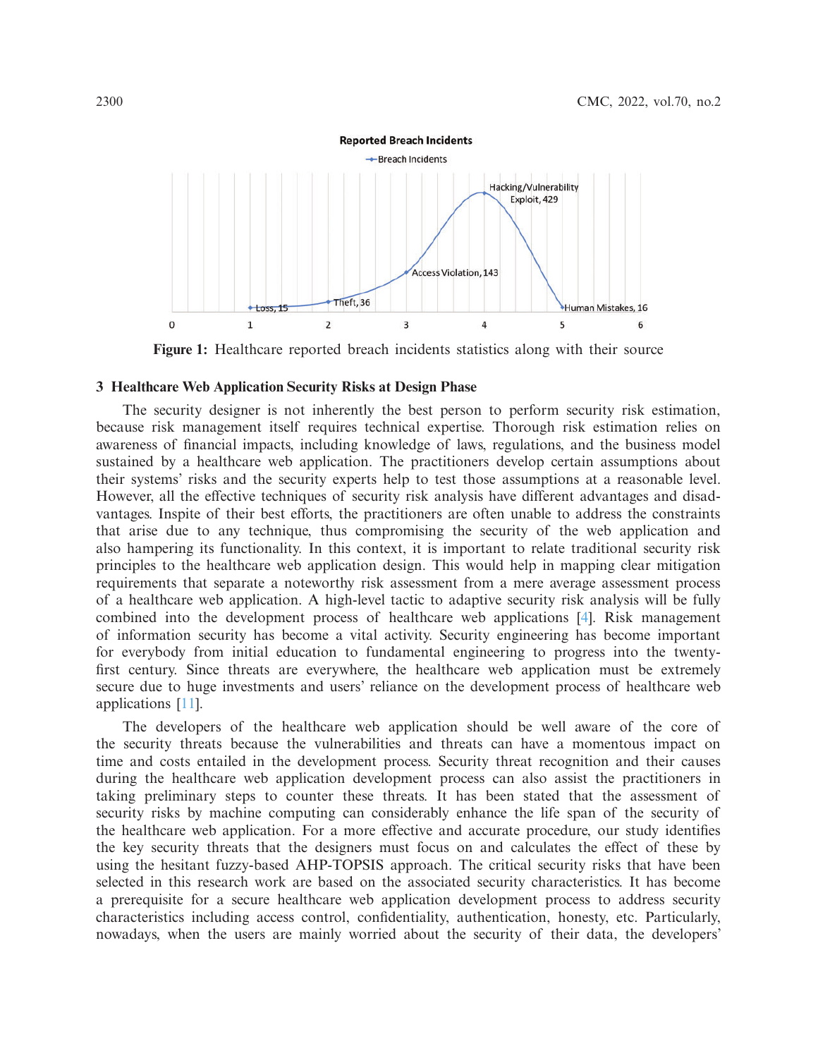Figure 1: Healthcare reported breach incidents statistics along with their source

## 3 Healthcare Web Application Security Risks at Design Phase

The security designer is not inherently the best person to perform security risk estimation, because risk management itself requires technical expertise. Thorough risk estimation relies on awareness of financial impacts, including knowledge of laws, regulations, and the business model sustained by a healthcare web application. The practitioners develop certain assumptions about their systems' risks and the security experts help to test those assumptions at a reasonable level. However, all the effective techniques of security risk analysis have different advantages and disadvantages. Inspite of their best efforts, the practitioners are often unable to address the constraints that arise due to any technique, thus compromising the security of the web application and also hampering its functionality. In this context, it is important to relate traditional security risk principles to the healthcare web application design. This would help in mapping clear mitigation requirements that separate a noteworthy risk assessment from a mere average assessment process of a healthcare web application. A high-level tactic to adaptive security risk analysis will be fully combined into the development process of healthcare web applications [4]. Risk management of information security has become a vital activity. Security engineering has become important for everybody from initial education to fundamental engineering to progress into the twenty-first century. Since threats are everywhere, the healthcare web application must be extremely secure due to huge investments and users' reliance on the development process of healthcare web applications [11].

The developers of the healthcare web application should be well aware of the core of the security threats because the vulnerabilities and threats can have a momentous impact on time and costs entailed in the development process. Security threat recognition and their causes during the healthcare web application development process can also assist the practitioners in taking preliminary steps to counter these threats. It has been stated that the assessment of security risks by machine computing can considerably enhance the life span of the security of the healthcare web application. For a more effective and accurate procedure, our study identifies the key security threats that the designers must focus on and calculates the effect of these by using the hesitant fuzzy-based AHP-TOPSIS approach. The critical security risks that have been selected in this research work are based on the associated security characteristics. It has become a prerequisite for a secure healthcare web application development process to address security characteristics including access control, confidentiality, authentication, honesty, etc. Particularly, nowadays, when the users are mainly worried about the security of their data, the developers'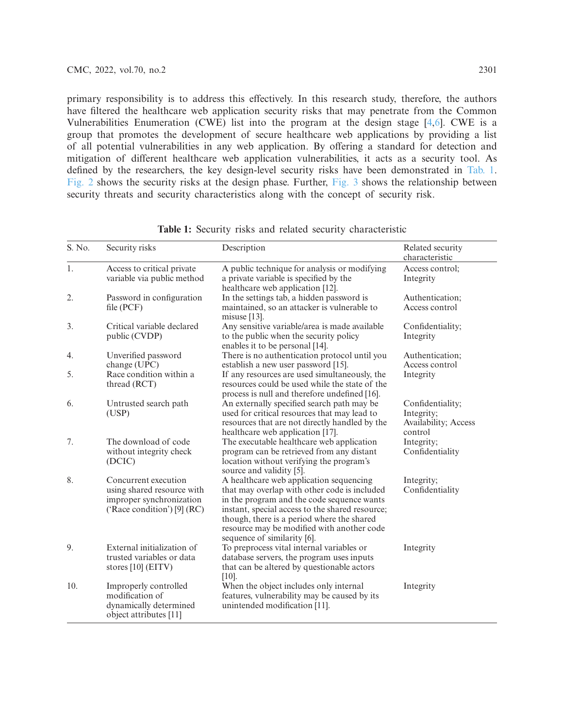primary responsibility is to address this effectively. In this research study, therefore, the authors have filtered the healthcare web application security risks that may penetrate from the Common Vulnerabilities Enumeration (CWE) list into the program at the design stage [4,6]. CWE is a group that promotes the development of secure healthcare web applications by providing a list of all potential vulnerabilities in any web application. By offering a standard for detection and mitigation of different healthcare web application vulnerabilities, it acts as a security tool. As defined by the researchers, the key design-level security risks have been demonstrated in Tab. 1. Fig. 2 shows the security risks at the design phase. Further, Fig. 3 shows the relationship between security threats and security characteristics along with the concept of security risk.

**Table 1:** Security risks and related security characteristic

| S. No. | Security risks | Description | Related security characteristic |
|---|---|---|---|
| 1. | Access to critical private variable via public method | A public technique for analysis or modifying a private variable is specified by the healthcare web application [12]. | Access control; Integrity |
| 2. | Password in configuration file (PCF) | In the settings tab, a hidden password is maintained, so an attacker is vulnerable to misuse [13]. | Authentication; Access control |
| 3. | Critical variable declared public (CVDP) | Any sensitive variable/area is made available to the public when the security policy enables it to be personal [14]. | Confidentiality; Integrity |
| 4. | Unverified password change (UPC) | There is no authentication protocol until you establish a new user password [15]. | Authentication; Access control |
| 5. | Race condition within a thread (RCT) | If any resources are used simultaneously, the resources could be used while the state of the process is null and therefore undefined [16]. | Integrity |
| 6. | Untrusted search path (USP) | An externally specified search path may be used for critical resources that may lead to resources that are not directly handled by the healthcare web application [17]. | Confidentiality; Integrity; Availability; Access control |
| 7. | The download of code without integrity check (DCIC) | The executable healthcare web application program can be retrieved from any distant location without verifying the program's source and validity [5]. | Integrity; Confidentiality |
| 8. | Concurrent execution using shared resource with improper synchronization ('Race condition') [9] (RC) | A healthcare web application sequencing that may overlap with other code is included in the program and the code sequence wants instant, special access to the shared resource; though, there is a period where the shared resource may be modified with another code sequence of similarity [6]. | Integrity; Confidentiality |
| 9. | External initialization of trusted variables or data stores [10] (EITV) | To preprocess vital internal variables or database servers, the program uses inputs that can be altered by questionable actors [10]. | Integrity |
| 10. | Improperly controlled modification of dynamically determined object attributes [11] | When the object includes only internal features, vulnerability may be caused by its unintended modification [11]. | Integrity |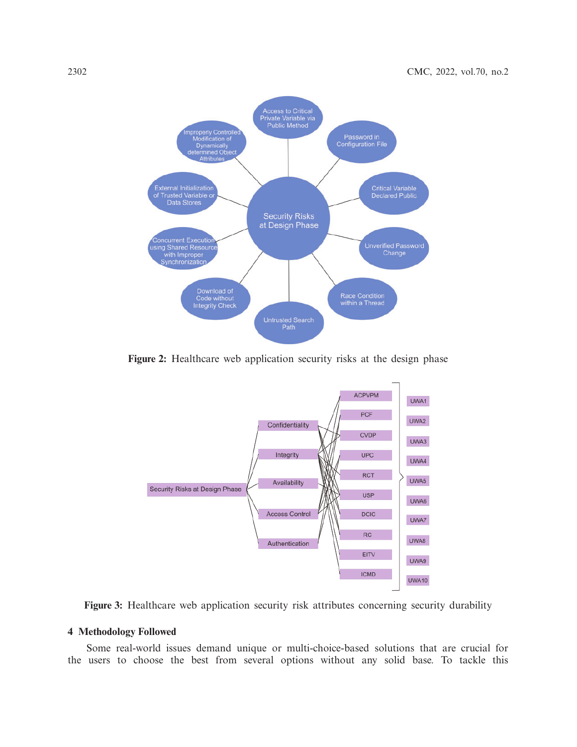Figure 2: Healthcare web application security risks at the design phase

Figure 3: Healthcare web application security risk attributes concerning security durability

## 4 Methodology Followed

Some real-world issues demand unique or multi-choice-based solutions that are crucial for the users to choose the best from several options without any solid base. To tackle this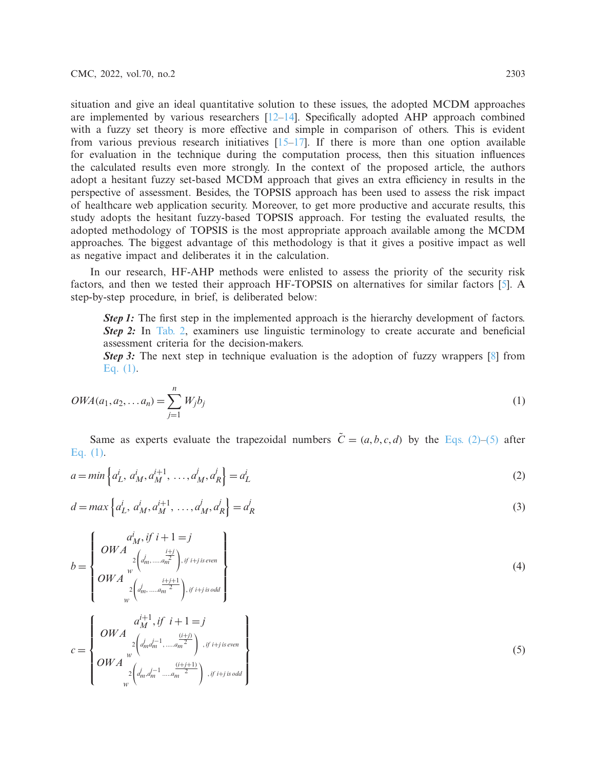situation and give an ideal quantitative solution to these issues, the adopted MCDM approaches are implemented by various researchers [12–14]. Specifically adopted AHP approach combined with a fuzzy set theory is more effective and simple in comparison of others. This is evident from various previous research initiatives [15–17]. If there is more than one option available for evaluation in the technique during the computation process, then this situation influences the calculated results even more strongly. In the context of the proposed article, the authors adopt a hesitant fuzzy set-based MCDM approach that gives an extra efficiency in results in the perspective of assessment. Besides, the TOPSIS approach has been used to assess the risk impact of healthcare web application security. Moreover, to get more productive and accurate results, this study adopts the hesitant fuzzy-based TOPSIS approach. For testing the evaluated results, the adopted methodology of TOPSIS is the most appropriate approach available among the MCDM approaches. The biggest advantage of this methodology is that it gives a positive impact as well as negative impact and deliberates it in the calculation.

In our research, HF-AHP methods were enlisted to assess the priority of the security risk factors, and then we tested their approach HF-TOPSIS on alternatives for similar factors [5]. A step-by-step procedure, in brief, is deliberated below:

> ***Step 1:*** The first step in the implemented approach is the hierarchy development of factors.
> ***Step 2:*** In Tab. 2, examiners use linguistic terminology to create accurate and beneficial assessment criteria for the decision-makers.
> ***Step 3:*** The next step in technique evaluation is the adoption of fuzzy wrappers [8] from Eq. (1).

$$OWA(a_1, a_2, \ldots a_n) = \sum_{j=1}^{n} W_j b_j \tag{1}$$

Same as experts evaluate the trapezoidal numbers $\tilde{C} = (a, b, c, d)$ by the Eqs. (2)–(5) after Eq. (1).

$$a = min\left\{a_L^i,\ a_M^i, a_M^{i+1},\ \ldots, a_M^j, a_R^j\right\} = a_L^i \tag{2}$$

$$d = max\left\{a_L^i,\ a_M^i, a_M^{i+1},\ \ldots, a_M^j, a_R^j\right\} = a_R^j \tag{3}$$

$$b = \left\{\begin{array}{c} a_M^i, if\ i+1=j \\ OWA_{w}{}_{2\left(a_m^j, \ldots\ldots a_m^{\frac{i+j}{2}}\right), if\ i+j\ is\ even} \\ OWA_{w}{}_{2\left(a_m^j, \ldots\ldots a_m^{\frac{i+j+1}{2}}\right), if\ i+j\ is\ odd} \end{array}\right\} \tag{4}$$

$$c = \left\{\begin{array}{c} a_M^{i+1}, if\ \ i+1=j \\ OWA_{w}{}_{2\left(a_m^j a_m^{j-1}, \ldots\ldots a_m^{\frac{(i+j)}{2}}\right)\ , if\ i+j\ is\ even} \\ OWA_{w}{}_{2\left(a_m^j, a_m^{j-1} \ldots\ldots a_m^{\frac{(i+j+1)}{2}}\right)\ , if\ i+j\ is\ odd} \end{array}\right\} \tag{5}$$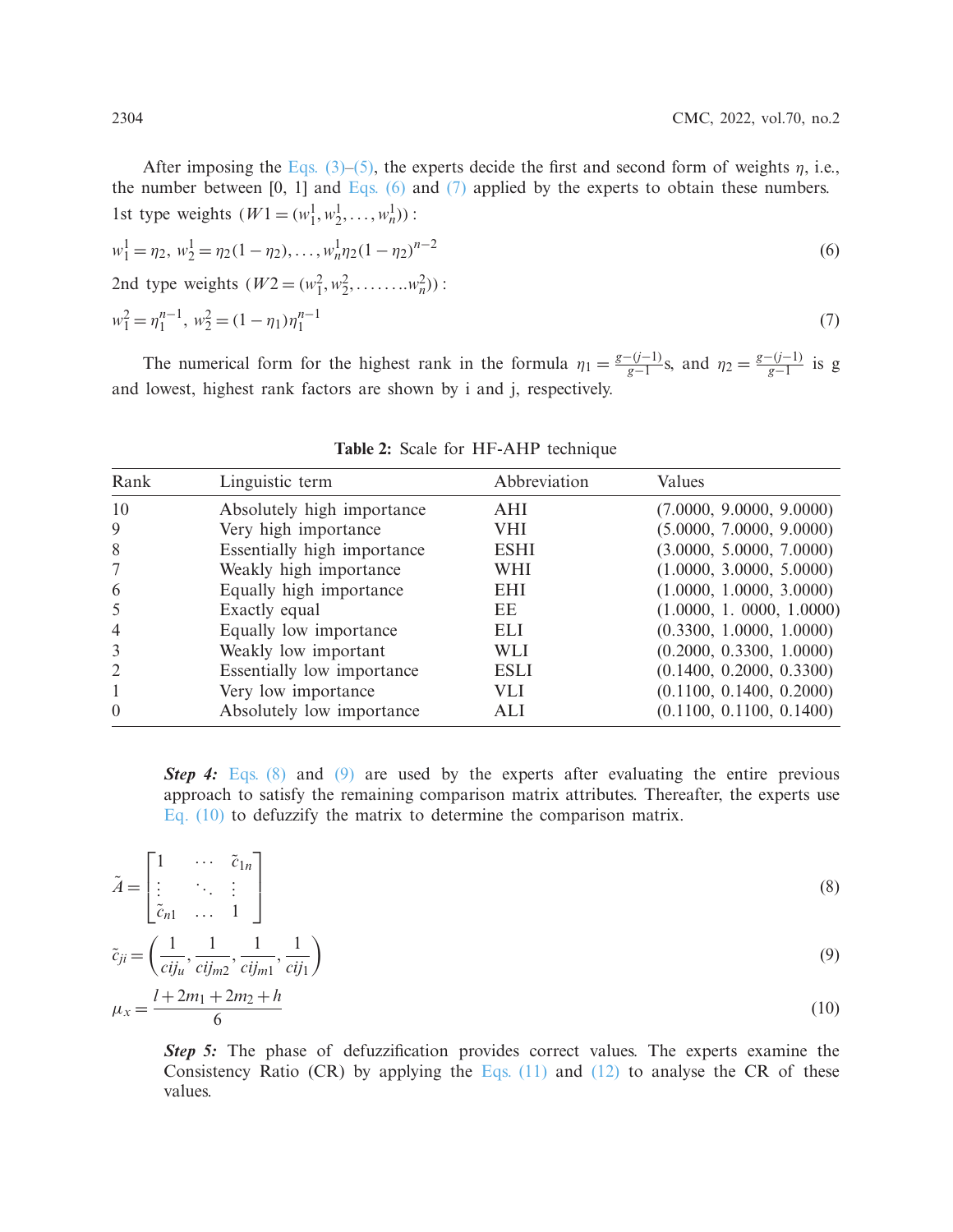After imposing the Eqs. (3)–(5), the experts decide the first and second form of weights $\eta$, i.e., the number between [0, 1] and Eqs. (6) and (7) applied by the experts to obtain these numbers.

1st type weights $(W1 = (w_1^1, w_2^1, \ldots, w_n^1))$ :

$$w_1^1 = \eta_2,\ w_2^1 = \eta_2(1-\eta_2), \ldots, w_n^1 \eta_2 (1-\eta_2)^{n-2} \tag{6}$$

2nd type weights $(W2 = (w_1^2, w_2^2, \ldots\ldots.. w_n^2))$ :

$$w_1^2 = \eta_1^{n-1},\ w_2^2 = (1-\eta_1)\eta_1^{n-1} \tag{7}$$

The numerical form for the highest rank in the formula $\eta_1 = \frac{g-(j-1)}{g-1}$s, and $\eta_2 = \frac{g-(j-1)}{g-1}$ is g and lowest, highest rank factors are shown by i and j, respectively.

**Table 2:** Scale for HF-AHP technique

| Rank | Linguistic term | Abbreviation | Values |
|---|---|---|---|
| 10 | Absolutely high importance | AHI | (7.0000, 9.0000, 9.0000) |
| 9 | Very high importance | VHI | (5.0000, 7.0000, 9.0000) |
| 8 | Essentially high importance | ESHI | (3.0000, 5.0000, 7.0000) |
| 7 | Weakly high importance | WHI | (1.0000, 3.0000, 5.0000) |
| 6 | Equally high importance | EHI | (1.0000, 1.0000, 3.0000) |
| 5 | Exactly equal | EE | (1.0000, 1. 0000, 1.0000) |
| 4 | Equally low importance | ELI | (0.3300, 1.0000, 1.0000) |
| 3 | Weakly low important | WLI | (0.2000, 0.3300, 1.0000) |
| 2 | Essentially low importance | ESLI | (0.1400, 0.2000, 0.3300) |
| 1 | Very low importance | VLI | (0.1100, 0.1400, 0.2000) |
| 0 | Absolutely low importance | ALI | (0.1100, 0.1100, 0.1400) |

***Step 4:*** Eqs. (8) and (9) are used by the experts after evaluating the entire previous approach to satisfy the remaining comparison matrix attributes. Thereafter, the experts use Eq. (10) to defuzzify the matrix to determine the comparison matrix.

$$\tilde{A} = \begin{bmatrix} 1 & \cdots & \tilde{c}_{1n} \\ \vdots & \ddots & \vdots \\ \tilde{c}_{n1} & \ldots & 1 \end{bmatrix} \tag{8}$$

$$\tilde{c}_{ji} = \left(\frac{1}{cij_u}, \frac{1}{cij_{m2}}, \frac{1}{cij_{m1}}, \frac{1}{cij_1}\right) \tag{9}$$

$$\mu_x = \frac{l + 2m_1 + 2m_2 + h}{6} \tag{10}$$

***Step 5:*** The phase of defuzzification provides correct values. The experts examine the Consistency Ratio (CR) by applying the Eqs. (11) and (12) to analyse the CR of these values.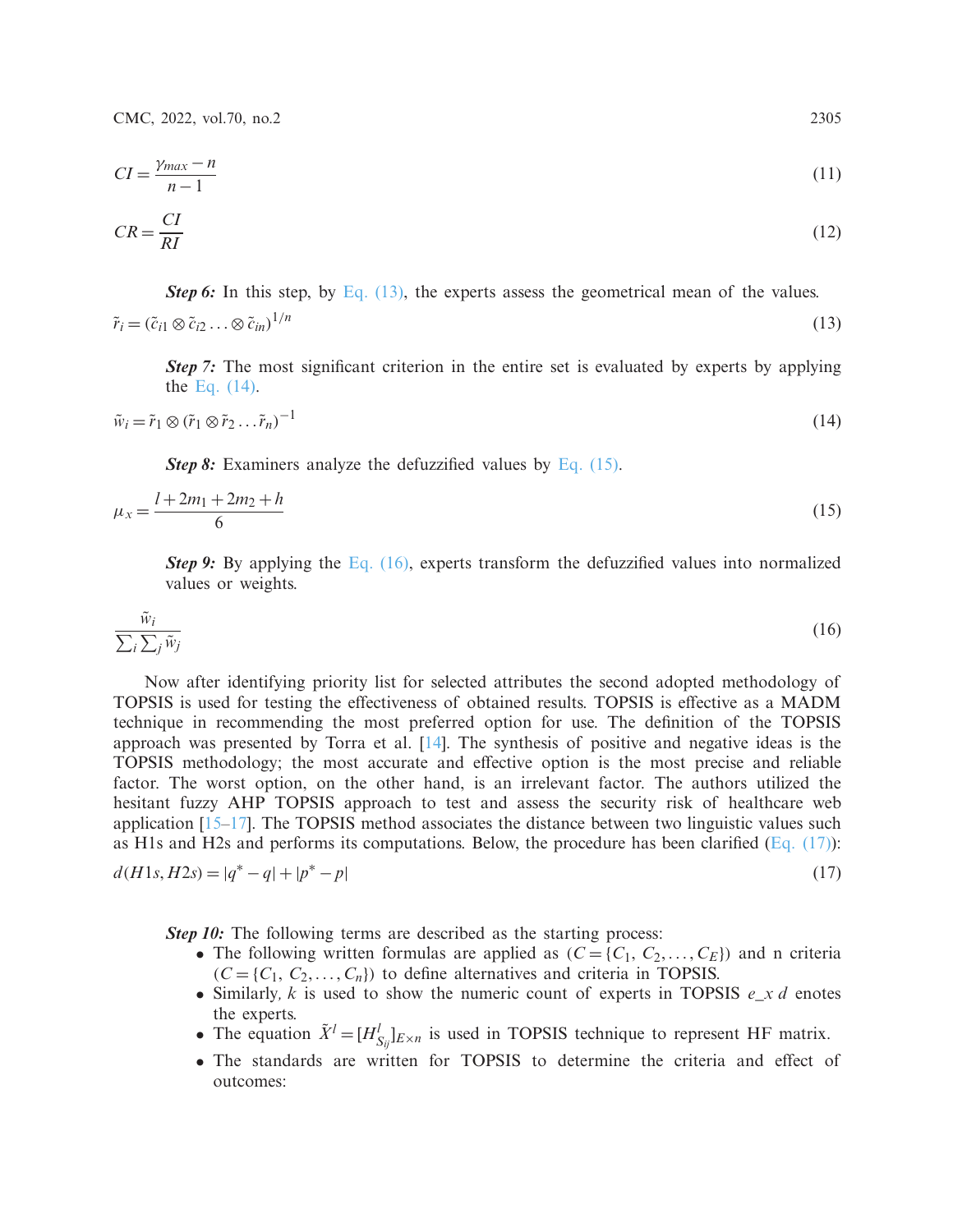$$CI = \frac{\gamma_{max} - n}{n - 1} \tag{11}$$

$$CR = \frac{CI}{RI} \tag{12}$$

***Step 6:*** In this step, by Eq. (13), the experts assess the geometrical mean of the values.

$$\tilde{r}_i = (\tilde{c}_{i1} \otimes \tilde{c}_{i2} \ldots \otimes \tilde{c}_{in})^{1/n} \tag{13}$$

***Step 7:*** The most significant criterion in the entire set is evaluated by experts by applying the Eq. (14).

$$\tilde{w}_i = \tilde{r}_1 \otimes (\tilde{r}_1 \otimes \tilde{r}_2 \ldots \tilde{r}_n)^{-1} \tag{14}$$

***Step 8:*** Examiners analyze the defuzzified values by Eq. (15).

$$\mu_x = \frac{l + 2m_1 + 2m_2 + h}{6} \tag{15}$$

***Step 9:*** By applying the Eq. (16), experts transform the defuzzified values into normalized values or weights.

$$\frac{\tilde{w}_i}{\sum_i \sum_j \tilde{w}_j} \tag{16}$$

Now after identifying priority list for selected attributes the second adopted methodology of TOPSIS is used for testing the effectiveness of obtained results. TOPSIS is effective as a MADM technique in recommending the most preferred option for use. The definition of the TOPSIS approach was presented by Torra et al. [14]. The synthesis of positive and negative ideas is the TOPSIS methodology; the most accurate and effective option is the most precise and reliable factor. The worst option, on the other hand, is an irrelevant factor. The authors utilized the hesitant fuzzy AHP TOPSIS approach to test and assess the security risk of healthcare web application [15–17]. The TOPSIS method associates the distance between two linguistic values such as H1s and H2s and performs its computations. Below, the procedure has been clarified (Eq. (17)):

$$d(H1s, H2s) = |q^* - q| + |p^* - p| \tag{17}$$

***Step 10:*** The following terms are described as the starting process:

- The following written formulas are applied as $(C = \{C_1, C_2, \ldots, C_E\})$ and n criteria $(C = \{C_1, C_2, \ldots, C_n\})$ to define alternatives and criteria in TOPSIS.
- Similarly, $k$ is used to show the numeric count of experts in TOPSIS $e\_x\ d$ enotes the experts.
- The equation $\tilde{X}^l = [H^l_{S_{ij}}]_{E \times n}$ is used in TOPSIS technique to represent HF matrix.
- The standards are written for TOPSIS to determine the criteria and effect of outcomes: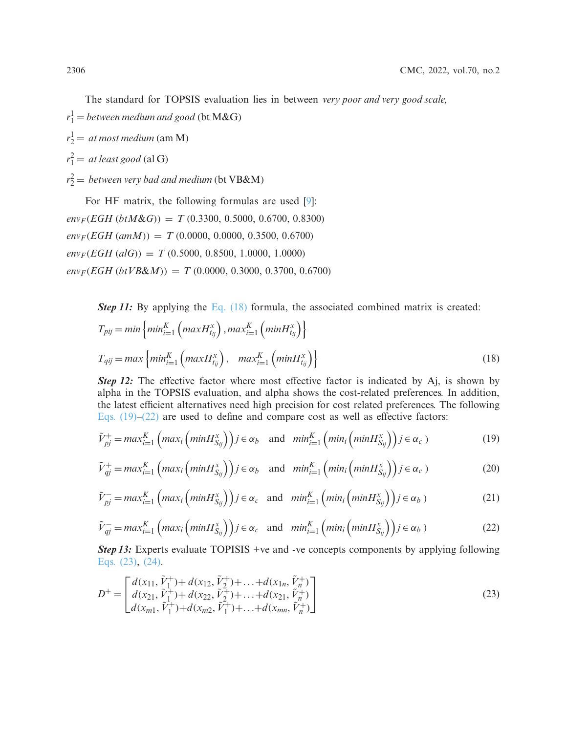The standard for TOPSIS evaluation lies in between *very poor and very good scale,*

$r_1^1 = between\ medium\ and\ good$ (bt M&G)

$r_2^1 =$ *at most medium* (am M)

$r_1^2 =$ *at least good* (al G)

$r_2^2 =$ *between very bad and medium* (bt VB&M)

For HF matrix, the following formulas are used [9]:

$env_F(EGH\ (btM\&G)) = T\ (0.3300, 0.5000, 0.6700, 0.8300)$

$env_F(EGH\ (amM)) = T\ (0.0000, 0.0000, 0.3500, 0.6700)$

$env_F(EGH\ (alG)) = T\ (0.5000, 0.8500, 1.0000, 1.0000)$

$env_F(EGH\ (btVB\&M)) = T\ (0.0000, 0.3000, 0.3700, 0.6700)$

***Step 11:*** By applying the Eq. (18) formula, the associated combined matrix is created:

$$T_{pij} = min\left\{min_{i=1}^{K}\left(maxH_{t_{ij}}^{x}\right), max_{i=1}^{K}\left(minH_{t_{ij}}^{x}\right)\right\}$$

$$T_{qij} = max\left\{min_{i=1}^{K}\left(maxH_{t_{ij}}^{x}\right),\quad max_{i=1}^{K}\left(minH_{t_{ij}}^{x}\right)\right\} \tag{18}$$

***Step 12:*** The effective factor where most effective factor is indicated by Aj, is shown by alpha in the TOPSIS evaluation, and alpha shows the cost-related preferences. In addition, the latest efficient alternatives need high precision for cost related preferences. The following Eqs. (19)–(22) are used to define and compare cost as well as effective factors:

$$\tilde{V}_{pj}^{+} = max_{i=1}^{K}\left(max_i\left(minH_{S_{ij}}^{x}\right)\right) j \in \alpha_b \quad \text{and} \quad min_{i=1}^{K}\left(min_i\left(minH_{S_{ij}}^{x}\right)\right) j \in \alpha_c\ ) \tag{19}$$

$$\tilde{V}_{qj}^{+} = max_{i=1}^{K}\left(max_i\left(minH_{S_{ij}}^{x}\right)\right) j \in \alpha_b \quad \text{and} \quad min_{i=1}^{K}\left(min_i\left(minH_{S_{ij}}^{x}\right)\right) j \in \alpha_c\ ) \tag{20}$$

$$\tilde{V}_{pj}^{-} = max_{i=1}^{K}\left(max_i\left(minH_{S_{ij}}^{x}\right)\right) j \in \alpha_c \quad \text{and} \quad min_{i=1}^{K}\left(min_i\left(minH_{S_{ij}}^{x}\right)\right) j \in \alpha_b\ ) \tag{21}$$

$$\tilde{V}_{qj}^{-} = max_{i=1}^{K}\left(max_i\left(minH_{S_{ij}}^{x}\right)\right) j \in \alpha_c \quad \text{and} \quad min_{i=1}^{K}\left(min_i\left(minH_{S_{ij}}^{x}\right)\right) j \in \alpha_b\ ) \tag{22}$$

***Step 13:*** Experts evaluate TOPISIS +ve and -ve concepts components by applying following Eqs. (23), (24).

$$D^{+} = \begin{bmatrix} d(x_{11}, \tilde{V}_1^{+}) + d(x_{12}, \tilde{V}_2^{+}) + \ldots + d(x_{1n}, \tilde{V}_n^{+}) \\ d(x_{21}, \tilde{V}_1^{+}) + d(x_{22}, \tilde{V}_2^{+}) + \ldots + d(x_{21}, \tilde{V}_n^{+}) \\ d(x_{m1}, \tilde{V}_1^{+}) + d(x_{m2}, \tilde{V}_1^{+}) + \ldots + d(x_{mn}, \tilde{V}_n^{+}) \end{bmatrix} \tag{23}$$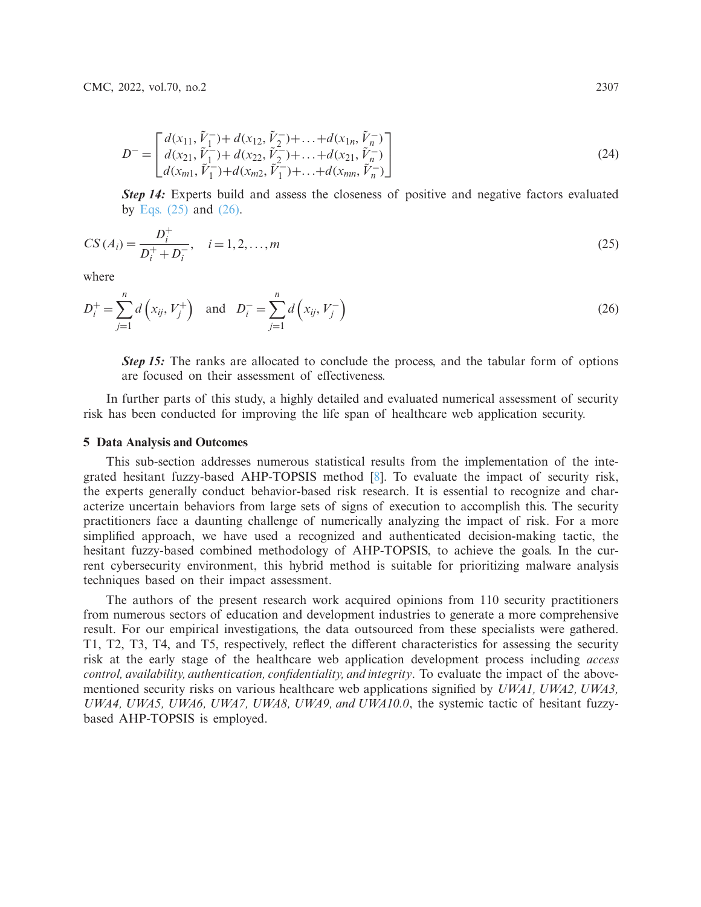$$D^{-} = \begin{bmatrix} d(x_{11}, \tilde{V}_1^{-}) + d(x_{12}, \tilde{V}_2^{-}) + \ldots + d(x_{1n}, \tilde{V}_n^{-}) \\ d(x_{21}, \tilde{V}_1^{-}) + d(x_{22}, \tilde{V}_2^{-}) + \ldots + d(x_{21}, \tilde{V}_n^{-}) \\ d(x_{m1}, \tilde{V}_1^{-}) + d(x_{m2}, \tilde{V}_1^{-}) + \ldots + d(x_{mn}, \tilde{V}_n^{-}) \end{bmatrix} \tag{24}$$

***Step 14:*** Experts build and assess the closeness of positive and negative factors evaluated by Eqs. (25) and (26).

$$CS(A_i) = \frac{D_i^{+}}{D_i^{+} + D_i^{-}}, \quad i = 1, 2, \ldots, m \tag{25}$$

where

$$D_i^{+} = \sum_{j=1}^{n} d\left(x_{ij}, V_j^{+}\right) \quad \text{and} \quad D_i^{-} = \sum_{j=1}^{n} d\left(x_{ij}, V_j^{-}\right) \tag{26}$$

***Step 15:*** The ranks are allocated to conclude the process, and the tabular form of options are focused on their assessment of effectiveness.

In further parts of this study, a highly detailed and evaluated numerical assessment of security risk has been conducted for improving the life span of healthcare web application security.

## 5 Data Analysis and Outcomes

This sub-section addresses numerous statistical results from the implementation of the integrated hesitant fuzzy-based AHP-TOPSIS method [8]. To evaluate the impact of security risk, the experts generally conduct behavior-based risk research. It is essential to recognize and characterize uncertain behaviors from large sets of signs of execution to accomplish this. The security practitioners face a daunting challenge of numerically analyzing the impact of risk. For a more simplified approach, we have used a recognized and authenticated decision-making tactic, the hesitant fuzzy-based combined methodology of AHP-TOPSIS, to achieve the goals. In the current cybersecurity environment, this hybrid method is suitable for prioritizing malware analysis techniques based on their impact assessment.

The authors of the present research work acquired opinions from 110 security practitioners from numerous sectors of education and development industries to generate a more comprehensive result. For our empirical investigations, the data outsourced from these specialists were gathered. T1, T2, T3, T4, and T5, respectively, reflect the different characteristics for assessing the security risk at the early stage of the healthcare web application development process including *access control, availability, authentication, confidentiality, and integrity*. To evaluate the impact of the above-mentioned security risks on various healthcare web applications signified by *UWA1, UWA2, UWA3, UWA4, UWA5, UWA6, UWA7, UWA8, UWA9, and UWA10.0*, the systemic tactic of hesitant fuzzy-based AHP-TOPSIS is employed.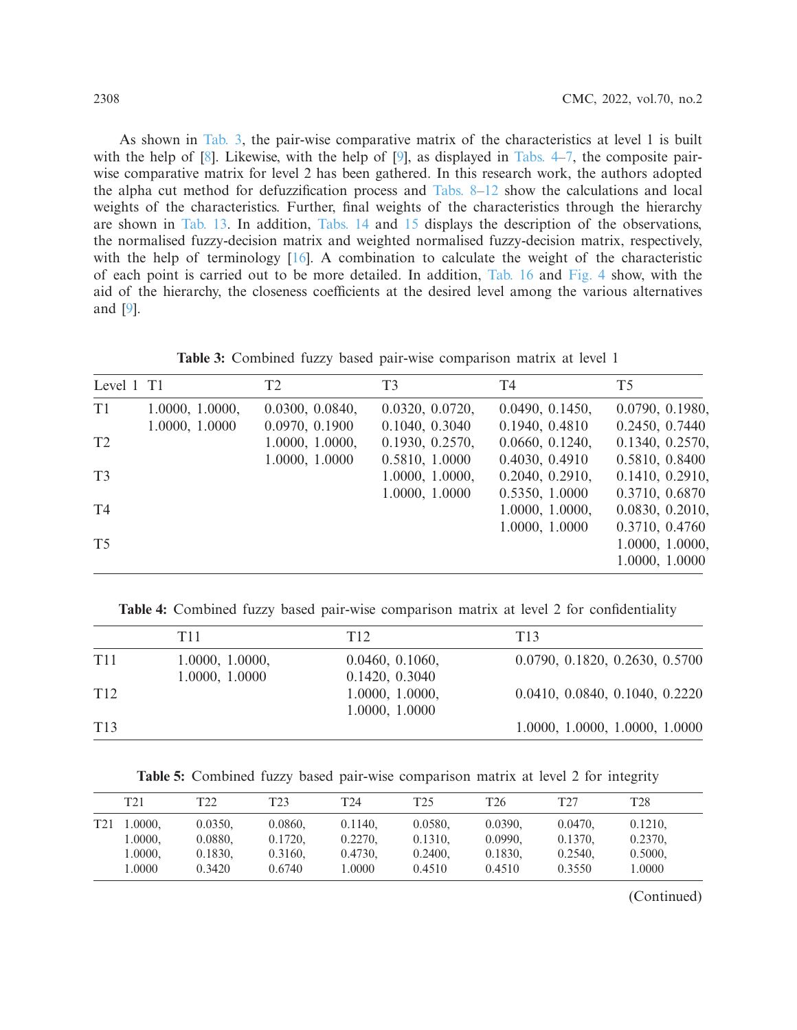As shown in Tab. 3, the pair-wise comparative matrix of the characteristics at level 1 is built with the help of [8]. Likewise, with the help of [9], as displayed in Tabs. 4–7, the composite pair-wise comparative matrix for level 2 has been gathered. In this research work, the authors adopted the alpha cut method for defuzzification process and Tabs. 8–12 show the calculations and local weights of the characteristics. Further, final weights of the characteristics through the hierarchy are shown in Tab. 13. In addition, Tabs. 14 and 15 displays the description of the observations, the normalised fuzzy-decision matrix and weighted normalised fuzzy-decision matrix, respectively, with the help of terminology [16]. A combination to calculate the weight of the characteristic of each point is carried out to be more detailed. In addition, Tab. 16 and Fig. 4 show, with the aid of the hierarchy, the closeness coefficients at the desired level among the various alternatives and [9].

**Table 3:** Combined fuzzy based pair-wise comparison matrix at level 1

| Level 1 | T1 | T2 | T3 | T4 | T5 |
|---|---|---|---|---|---|
| T1 | 1.0000, 1.0000, 1.0000, 1.0000 | 0.0300, 0.0840, 0.0970, 0.1900 | 0.0320, 0.0720, 0.1040, 0.3040 | 0.0490, 0.1450, 0.1940, 0.4810 | 0.0790, 0.1980, 0.2450, 0.7440 |
| T2 | | 1.0000, 1.0000, 1.0000, 1.0000 | 0.1930, 0.2570, 0.5810, 1.0000 | 0.0660, 0.1240, 0.4030, 0.4910 | 0.1340, 0.2570, 0.5810, 0.8400 |
| T3 | | | 1.0000, 1.0000, 1.0000, 1.0000 | 0.2040, 0.2910, 0.5350, 1.0000 | 0.1410, 0.2910, 0.3710, 0.6870 |
| T4 | | | | 1.0000, 1.0000, 1.0000, 1.0000 | 0.0830, 0.2010, 0.3710, 0.4760 |
| T5 | | | | | 1.0000, 1.0000, 1.0000, 1.0000 |

**Table 4:** Combined fuzzy based pair-wise comparison matrix at level 2 for confidentiality

| | T11 | T12 | T13 |
|---|---|---|---|
| T11 | 1.0000, 1.0000, 1.0000, 1.0000 | 0.0460, 0.1060, 0.1420, 0.3040 | 0.0790, 0.1820, 0.2630, 0.5700 |
| T12 | | 1.0000, 1.0000, 1.0000, 1.0000 | 0.0410, 0.0840, 0.1040, 0.2220 |
| T13 | | | 1.0000, 1.0000, 1.0000, 1.0000 |

**Table 5:** Combined fuzzy based pair-wise comparison matrix at level 2 for integrity

| | T21 | T22 | T23 | T24 | T25 | T26 | T27 | T28 |
|---|---|---|---|---|---|---|---|---|
| T21 | 1.0000, 1.0000, 1.0000, 1.0000 | 0.0350, 0.0880, 0.1830, 0.3420 | 0.0860, 0.1720, 0.3160, 0.6740 | 0.1140, 0.2270, 0.4730, 1.0000 | 0.0580, 0.1310, 0.2400, 0.4510 | 0.0390, 0.0990, 0.1830, 0.4510 | 0.0470, 0.1370, 0.2540, 0.3550 | 0.1210, 0.2370, 0.5000, 1.0000 |

(Continued)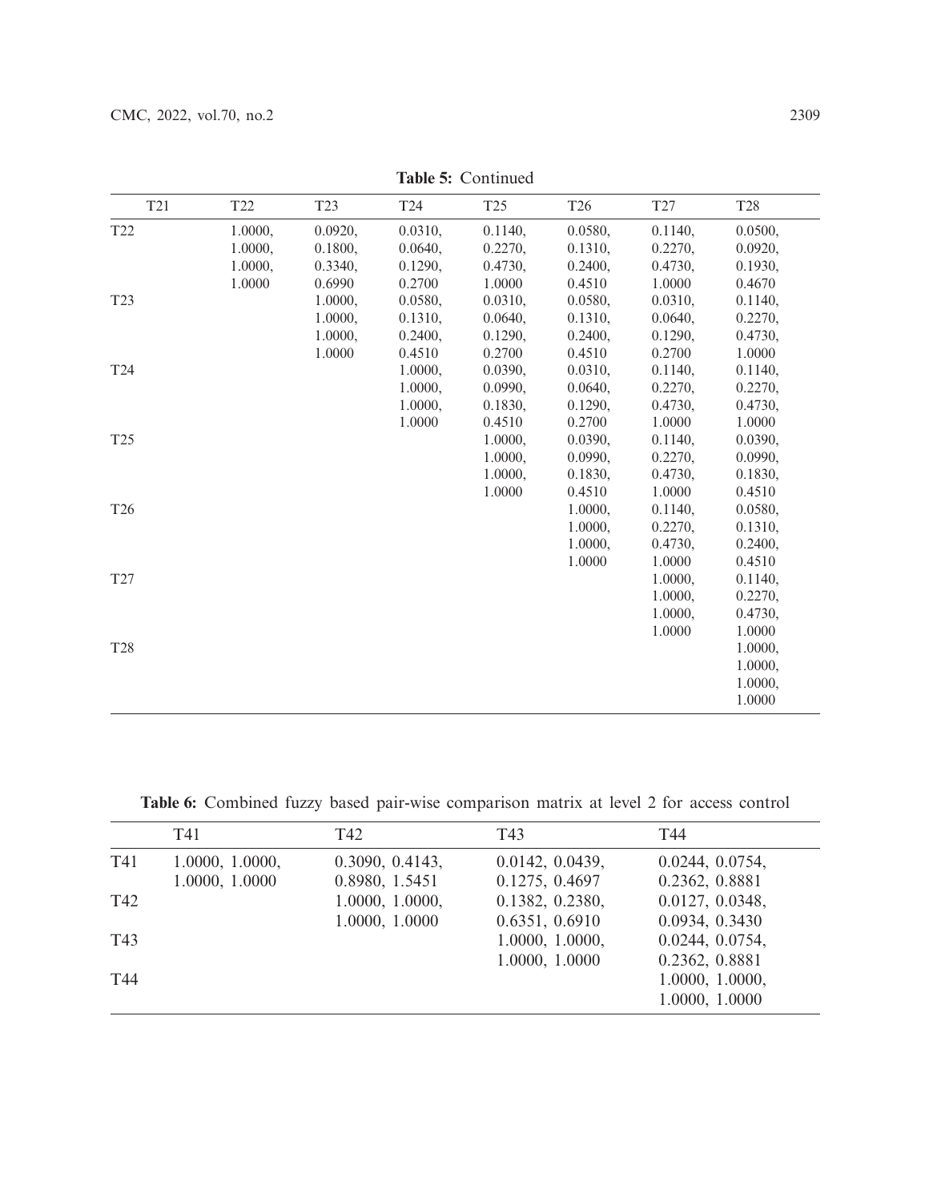**Table 5:** Continued

| | T21 | T22 | T23 | T24 | T25 | T26 | T27 | T28 |
|---|---|---|---|---|---|---|---|---|
| T22 | | 1.0000, 1.0000, 1.0000, 1.0000 | 0.0920, 0.1800, 0.3340, 0.6990 | 0.0310, 0.0640, 0.1290, 0.2700 | 0.1140, 0.2270, 0.4730, 1.0000 | 0.0580, 0.1310, 0.2400, 0.4510 | 0.1140, 0.2270, 0.4730, 1.0000 | 0.0500, 0.0920, 0.1930, 0.4670 |
| T23 | | | 1.0000, 1.0000, 1.0000, 1.0000 | 0.0580, 0.1310, 0.2400, 0.4510 | 0.0310, 0.0640, 0.1290, 0.2700 | 0.0580, 0.1310, 0.2400, 0.4510 | 0.0310, 0.0640, 0.1290, 0.2700 | 0.1140, 0.2270, 0.4730, 1.0000 |
| T24 | | | | 1.0000, 1.0000, 1.0000, 1.0000 | 0.0390, 0.0990, 0.1830, 0.4510 | 0.0310, 0.0640, 0.1290, 0.2700 | 0.1140, 0.2270, 0.4730, 1.0000 | 0.1140, 0.2270, 0.4730, 1.0000 |
| T25 | | | | | 1.0000, 1.0000, 1.0000, 1.0000 | 0.0390, 0.0990, 0.1830, 0.4510 | 0.1140, 0.2270, 0.4730, 1.0000 | 0.0390, 0.0990, 0.1830, 0.4510 |
| T26 | | | | | | 1.0000, 1.0000, 1.0000, 1.0000 | 0.1140, 0.2270, 0.4730, 1.0000 | 0.0580, 0.1310, 0.2400, 0.4510 |
| T27 | | | | | | | 1.0000, 1.0000, 1.0000, 1.0000 | 0.1140, 0.2270, 0.4730, 1.0000 |
| T28 | | | | | | | | 1.0000, 1.0000, 1.0000, 1.0000 |

**Table 6:** Combined fuzzy based pair-wise comparison matrix at level 2 for access control

| | T41 | T42 | T43 | T44 |
|---|---|---|---|---|
| T41 | 1.0000, 1.0000, 1.0000, 1.0000 | 0.3090, 0.4143, 0.8980, 1.5451 | 0.0142, 0.0439, 0.1275, 0.4697 | 0.0244, 0.0754, 0.2362, 0.8881 |
| T42 | | 1.0000, 1.0000, 1.0000, 1.0000 | 0.1382, 0.2380, 0.6351, 0.6910 | 0.0127, 0.0348, 0.0934, 0.3430 |
| T43 | | | 1.0000, 1.0000, 1.0000, 1.0000 | 0.0244, 0.0754, 0.2362, 0.8881 |
| T44 | | | | 1.0000, 1.0000, 1.0000, 1.0000 |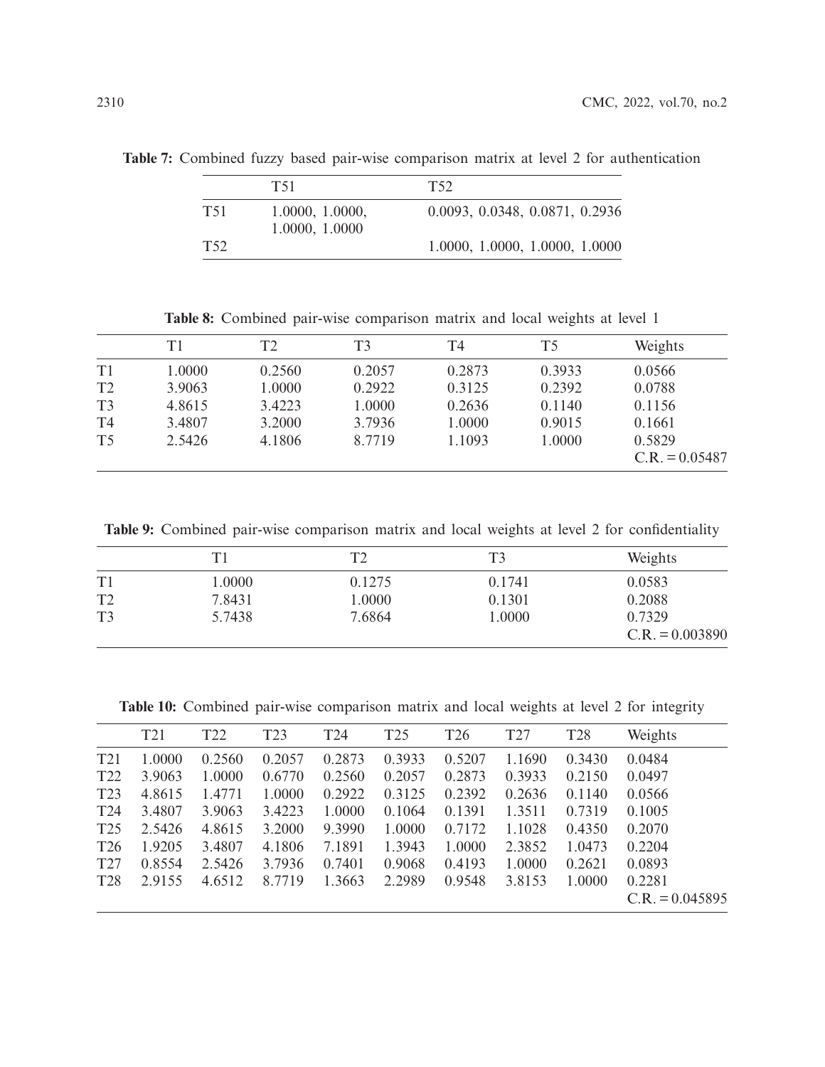**Table 7:** Combined fuzzy based pair-wise comparison matrix at level 2 for authentication

| | T51 | T52 |
|---|---|---|
| T51 | 1.0000, 1.0000, 1.0000, 1.0000 | 0.0093, 0.0348, 0.0871, 0.2936 |
| T52 | | 1.0000, 1.0000, 1.0000, 1.0000 |

**Table 8:** Combined pair-wise comparison matrix and local weights at level 1

| | T1 | T2 | T3 | T4 | T5 | Weights |
|---|---|---|---|---|---|---|
| T1 | 1.0000 | 0.2560 | 0.2057 | 0.2873 | 0.3933 | 0.0566 |
| T2 | 3.9063 | 1.0000 | 0.2922 | 0.3125 | 0.2392 | 0.0788 |
| T3 | 4.8615 | 3.4223 | 1.0000 | 0.2636 | 0.1140 | 0.1156 |
| T4 | 3.4807 | 3.2000 | 3.7936 | 1.0000 | 0.9015 | 0.1661 |
| T5 | 2.5426 | 4.1806 | 8.7719 | 1.1093 | 1.0000 | 0.5829 |
| | | | | | | C.R. = 0.05487 |

**Table 9:** Combined pair-wise comparison matrix and local weights at level 2 for confidentiality

| | T1 | T2 | T3 | Weights |
|---|---|---|---|---|
| T1 | 1.0000 | 0.1275 | 0.1741 | 0.0583 |
| T2 | 7.8431 | 1.0000 | 0.1301 | 0.2088 |
| T3 | 5.7438 | 7.6864 | 1.0000 | 0.7329 |
| | | | | C.R. = 0.003890 |

**Table 10:** Combined pair-wise comparison matrix and local weights at level 2 for integrity

| | T21 | T22 | T23 | T24 | T25 | T26 | T27 | T28 | Weights |
|---|---|---|---|---|---|---|---|---|---|
| T21 | 1.0000 | 0.2560 | 0.2057 | 0.2873 | 0.3933 | 0.5207 | 1.1690 | 0.3430 | 0.0484 |
| T22 | 3.9063 | 1.0000 | 0.6770 | 0.2560 | 0.2057 | 0.2873 | 0.3933 | 0.2150 | 0.0497 |
| T23 | 4.8615 | 1.4771 | 1.0000 | 0.2922 | 0.3125 | 0.2392 | 0.2636 | 0.1140 | 0.0566 |
| T24 | 3.4807 | 3.9063 | 3.4223 | 1.0000 | 0.1064 | 0.1391 | 1.3511 | 0.7319 | 0.1005 |
| T25 | 2.5426 | 4.8615 | 3.2000 | 9.3990 | 1.0000 | 0.7172 | 1.1028 | 0.4350 | 0.2070 |
| T26 | 1.9205 | 3.4807 | 4.1806 | 7.1891 | 1.3943 | 1.0000 | 2.3852 | 1.0473 | 0.2204 |
| T27 | 0.8554 | 2.5426 | 3.7936 | 0.7401 | 0.9068 | 0.4193 | 1.0000 | 0.2621 | 0.0893 |
| T28 | 2.9155 | 4.6512 | 8.7719 | 1.3663 | 2.2989 | 0.9548 | 3.8153 | 1.0000 | 0.2281 |
| | | | | | | | | | C.R. = 0.045895 |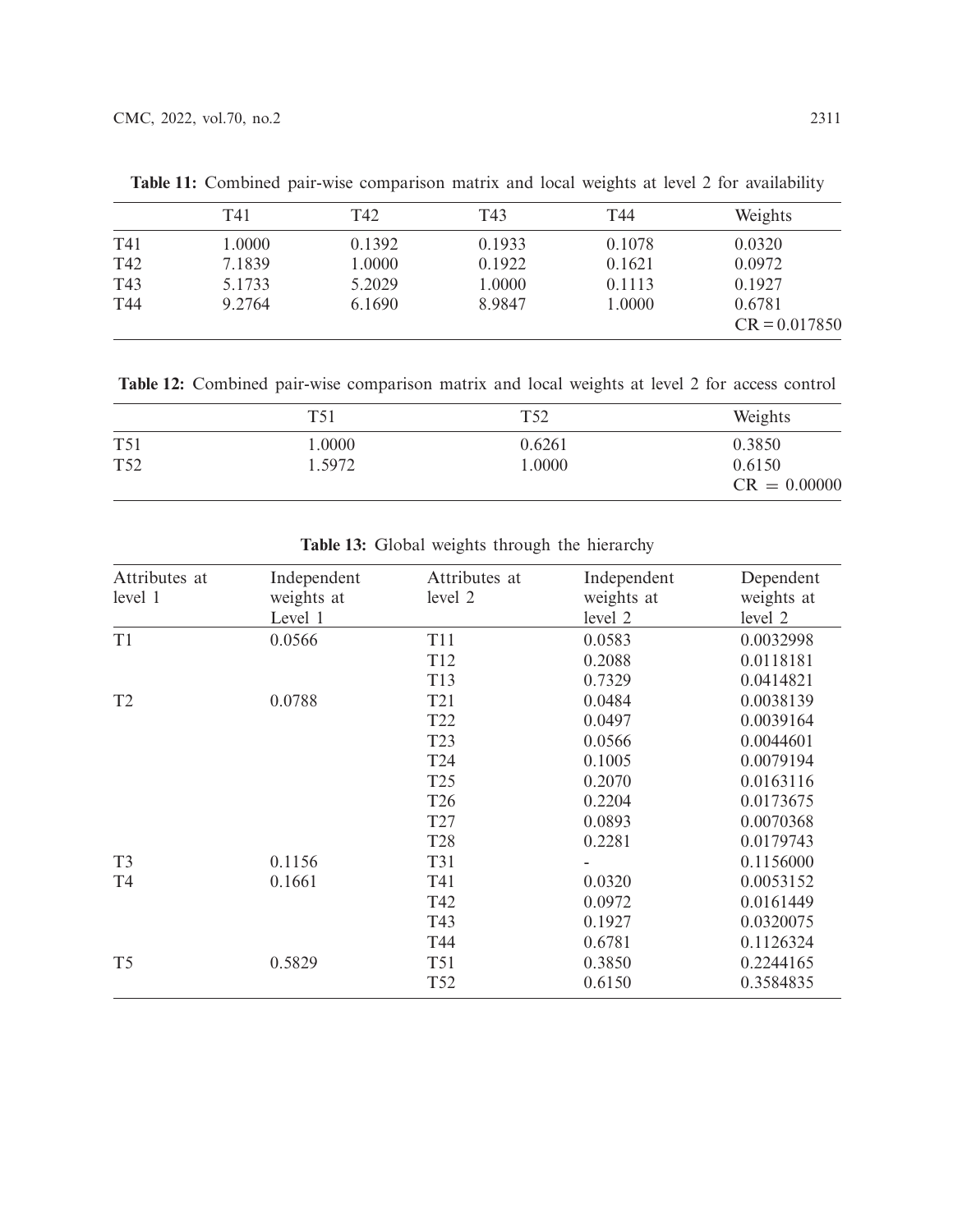**Table 11:** Combined pair-wise comparison matrix and local weights at level 2 for availability

| | T41 | T42 | T43 | T44 | Weights |
|---|---|---|---|---|---|
| T41 | 1.0000 | 0.1392 | 0.1933 | 0.1078 | 0.0320 |
| T42 | 7.1839 | 1.0000 | 0.1922 | 0.1621 | 0.0972 |
| T43 | 5.1733 | 5.2029 | 1.0000 | 0.1113 | 0.1927 |
| T44 | 9.2764 | 6.1690 | 8.9847 | 1.0000 | 0.6781 |
| | | | | | CR = 0.017850 |

**Table 12:** Combined pair-wise comparison matrix and local weights at level 2 for access control

| | T51 | T52 | Weights |
|---|---|---|---|
| T51 | 1.0000 | 0.6261 | 0.3850 |
| T52 | 1.5972 | 1.0000 | 0.6150 |
| | | | CR = 0.00000 |

**Table 13:** Global weights through the hierarchy

| Attributes at level 1 | Independent weights at Level 1 | Attributes at level 2 | Independent weights at level 2 | Dependent weights at level 2 |
|---|---|---|---|---|
| T1 | 0.0566 | T11 | 0.0583 | 0.0032998 |
| | | T12 | 0.2088 | 0.0118181 |
| | | T13 | 0.7329 | 0.0414821 |
| T2 | 0.0788 | T21 | 0.0484 | 0.0038139 |
| | | T22 | 0.0497 | 0.0039164 |
| | | T23 | 0.0566 | 0.0044601 |
| | | T24 | 0.1005 | 0.0079194 |
| | | T25 | 0.2070 | 0.0163116 |
| | | T26 | 0.2204 | 0.0173675 |
| | | T27 | 0.0893 | 0.0070368 |
| | | T28 | 0.2281 | 0.0179743 |
| T3 | 0.1156 | T31 | - | 0.1156000 |
| T4 | 0.1661 | T41 | 0.0320 | 0.0053152 |
| | | T42 | 0.0972 | 0.0161449 |
| | | T43 | 0.1927 | 0.0320075 |
| | | T44 | 0.6781 | 0.1126324 |
| T5 | 0.5829 | T51 | 0.3850 | 0.2244165 |
| | | T52 | 0.6150 | 0.3584835 |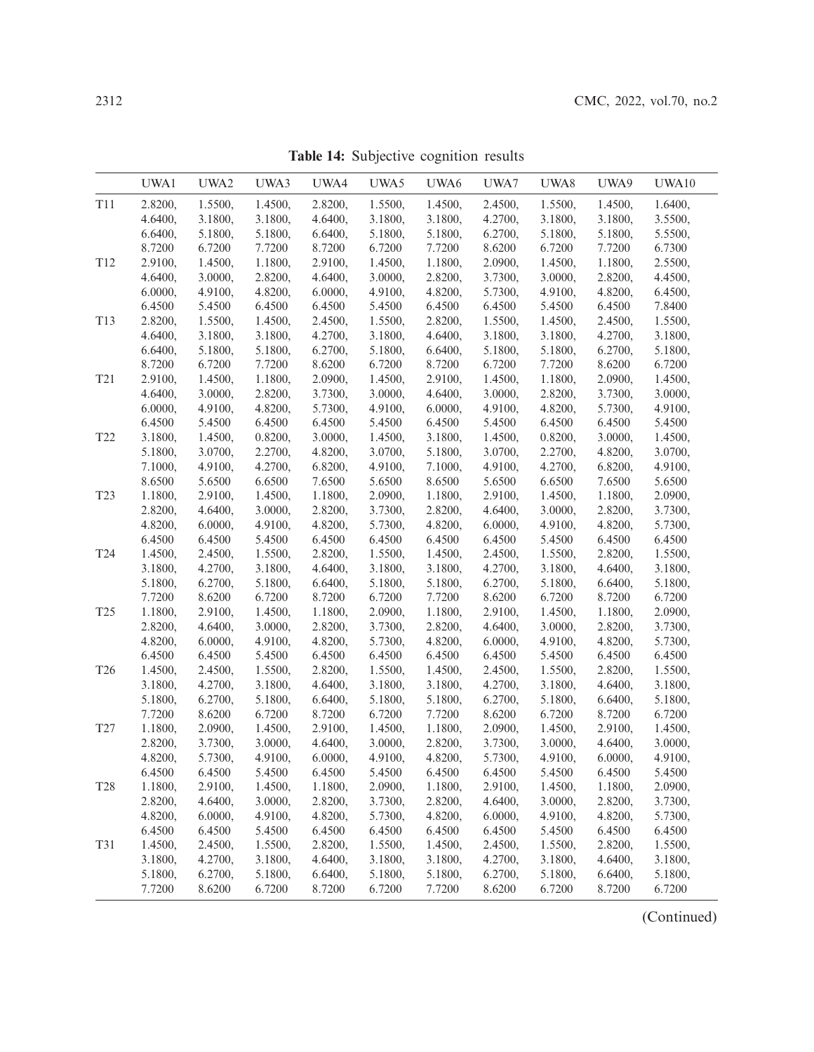**Table 14:** Subjective cognition results

| | UWA1 | UWA2 | UWA3 | UWA4 | UWA5 | UWA6 | UWA7 | UWA8 | UWA9 | UWA10 |
|---|---|---|---|---|---|---|---|---|---|---|
| T11 | 2.8200, 4.6400, 6.6400, 8.7200 | 1.5500, 3.1800, 5.1800, 6.7200 | 1.4500, 3.1800, 5.1800, 7.7200 | 2.8200, 4.6400, 6.6400, 8.7200 | 1.5500, 3.1800, 5.1800, 6.7200 | 1.4500, 3.1800, 5.1800, 7.7200 | 2.4500, 4.2700, 6.2700, 8.6200 | 1.5500, 3.1800, 5.1800, 6.7200 | 1.4500, 3.1800, 5.1800, 7.7200 | 1.6400, 3.5500, 5.5500, 6.7300 |
| T12 | 2.9100, 4.6400, 6.0000, 6.4500 | 1.4500, 3.0000, 4.9100, 5.4500 | 1.1800, 2.8200, 4.8200, 6.4500 | 2.9100, 4.6400, 6.0000, 6.4500 | 1.4500, 3.0000, 4.9100, 5.4500 | 1.1800, 2.8200, 4.8200, 6.4500 | 2.0900, 3.7300, 5.7300, 6.4500 | 1.4500, 3.0000, 4.9100, 5.4500 | 1.1800, 2.8200, 4.8200, 6.4500 | 2.5500, 4.4500, 6.4500, 7.8400 |
| T13 | 2.8200, 4.6400, 6.6400, 8.7200 | 1.5500, 3.1800, 5.1800, 6.7200 | 1.4500, 3.1800, 5.1800, 7.7200 | 2.4500, 4.2700, 6.2700, 8.6200 | 1.5500, 3.1800, 5.1800, 6.7200 | 2.8200, 4.6400, 6.6400, 8.7200 | 1.5500, 3.1800, 5.1800, 6.7200 | 1.4500, 3.1800, 5.1800, 7.7200 | 2.4500, 4.2700, 6.2700, 8.6200 | 1.5500, 3.1800, 5.1800, 6.7200 |
| T21 | 2.9100, 4.6400, 6.0000, 6.4500 | 1.4500, 3.0000, 4.9100, 5.4500 | 1.1800, 2.8200, 4.8200, 6.4500 | 2.0900, 3.7300, 5.7300, 6.4500 | 1.4500, 3.0000, 4.9100, 5.4500 | 2.9100, 4.6400, 6.0000, 6.4500 | 1.4500, 3.0000, 4.9100, 5.4500 | 1.1800, 2.8200, 4.8200, 6.4500 | 2.0900, 3.7300, 5.7300, 6.4500 | 1.4500, 3.0000, 4.9100, 5.4500 |
| T22 | 3.1800, 5.1800, 7.1000, 8.6500 | 1.4500, 3.0700, 4.9100, 5.6500 | 0.8200, 2.2700, 4.2700, 6.6500 | 3.0000, 4.8200, 6.8200, 7.6500 | 1.4500, 3.0700, 4.9100, 5.6500 | 3.1800, 5.1800, 7.1000, 8.6500 | 1.4500, 3.0700, 4.9100, 5.6500 | 0.8200, 2.2700, 4.2700, 6.6500 | 3.0000, 4.8200, 6.8200, 7.6500 | 1.4500, 3.0700, 4.9100, 5.6500 |
| T23 | 1.1800, 2.8200, 4.8200, 6.4500 | 2.9100, 4.6400, 6.0000, 6.4500 | 1.4500, 3.0000, 4.9100, 5.4500 | 1.1800, 2.8200, 4.8200, 6.4500 | 2.0900, 3.7300, 5.7300, 6.4500 | 1.1800, 2.8200, 4.8200, 6.4500 | 2.9100, 4.6400, 6.0000, 6.4500 | 1.4500, 3.0000, 4.9100, 5.4500 | 1.1800, 2.8200, 4.8200, 6.4500 | 2.0900, 3.7300, 5.7300, 6.4500 |
| T24 | 1.4500, 3.1800, 5.1800, 7.7200 | 2.4500, 4.2700, 6.2700, 8.6200 | 1.5500, 3.1800, 5.1800, 6.7200 | 2.8200, 4.6400, 6.6400, 8.7200 | 1.5500, 3.1800, 5.1800, 6.7200 | 1.4500, 3.1800, 5.1800, 7.7200 | 2.4500, 4.2700, 6.2700, 8.6200 | 1.5500, 3.1800, 5.1800, 6.7200 | 2.8200, 4.6400, 6.6400, 8.7200 | 1.5500, 3.1800, 5.1800, 6.7200 |
| T25 | 1.1800, 2.8200, 4.8200, 6.4500 | 2.9100, 4.6400, 6.0000, 6.4500 | 1.4500, 3.0000, 4.9100, 5.4500 | 1.1800, 2.8200, 4.8200, 6.4500 | 2.0900, 3.7300, 5.7300, 6.4500 | 1.1800, 2.8200, 4.8200, 6.4500 | 2.9100, 4.6400, 6.0000, 6.4500 | 1.4500, 3.0000, 4.9100, 5.4500 | 1.1800, 2.8200, 4.8200, 6.4500 | 2.0900, 3.7300, 5.7300, 6.4500 |
| T26 | 1.4500, 3.1800, 5.1800, 7.7200 | 2.4500, 4.2700, 6.2700, 8.6200 | 1.5500, 3.1800, 5.1800, 6.7200 | 2.8200, 4.6400, 6.6400, 8.7200 | 1.5500, 3.1800, 5.1800, 6.7200 | 1.4500, 3.1800, 5.1800, 7.7200 | 2.4500, 4.2700, 6.2700, 8.6200 | 1.5500, 3.1800, 5.1800, 6.7200 | 2.8200, 4.6400, 6.6400, 8.7200 | 1.5500, 3.1800, 5.1800, 6.7200 |
| T27 | 1.1800, 2.8200, 4.8200, 6.4500 | 2.0900, 3.7300, 5.7300, 6.4500 | 1.4500, 3.0000, 4.9100, 5.4500 | 2.9100, 4.6400, 6.0000, 6.4500 | 1.4500, 3.0000, 4.9100, 5.4500 | 1.1800, 2.8200, 4.8200, 6.4500 | 2.0900, 3.7300, 5.7300, 6.4500 | 1.4500, 3.0000, 4.9100, 5.4500 | 2.9100, 4.6400, 6.0000, 6.4500 | 1.4500, 3.0000, 4.9100, 5.4500 |
| T28 | 1.1800, 2.8200, 4.8200, 6.4500 | 2.9100, 4.6400, 6.0000, 6.4500 | 1.4500, 3.0000, 4.9100, 5.4500 | 1.1800, 2.8200, 4.8200, 6.4500 | 2.0900, 3.7300, 5.7300, 6.4500 | 1.1800, 2.8200, 4.8200, 6.4500 | 2.9100, 4.6400, 6.0000, 6.4500 | 1.4500, 3.0000, 4.9100, 5.4500 | 1.1800, 2.8200, 4.8200, 6.4500 | 2.0900, 3.7300, 5.7300, 6.4500 |
| T31 | 1.4500, 3.1800, 5.1800, 7.7200 | 2.4500, 4.2700, 6.2700, 8.6200 | 1.5500, 3.1800, 5.1800, 6.7200 | 2.8200, 4.6400, 6.6400, 8.7200 | 1.5500, 3.1800, 5.1800, 6.7200 | 1.4500, 3.1800, 5.1800, 7.7200 | 2.4500, 4.2700, 6.2700, 8.6200 | 1.5500, 3.1800, 5.1800, 6.7200 | 2.8200, 4.6400, 6.6400, 8.7200 | 1.5500, 3.1800, 5.1800, 6.7200 |

(Continued)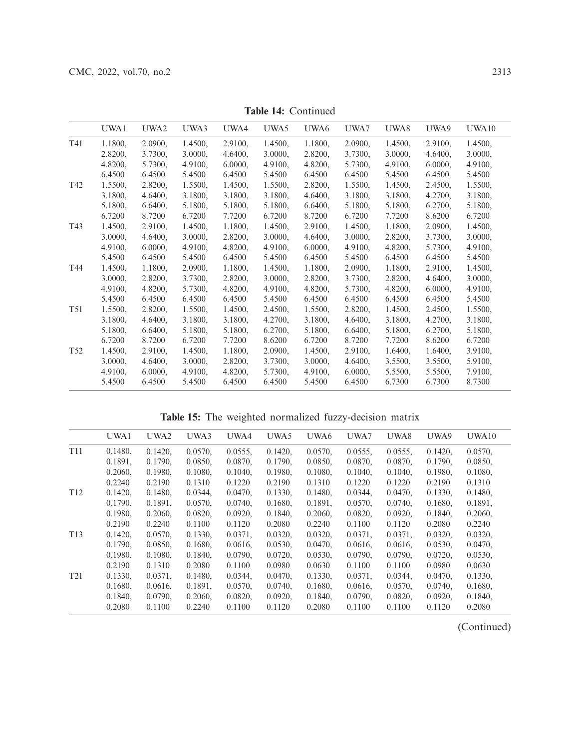**Table 14:** Continued

| | UWA1 | UWA2 | UWA3 | UWA4 | UWA5 | UWA6 | UWA7 | UWA8 | UWA9 | UWA10 |
|---|---|---|---|---|---|---|---|---|---|---|
| T41 | 1.1800, 2.8200, 4.8200, 6.4500 | 2.0900, 3.7300, 5.7300, 6.4500 | 1.4500, 3.0000, 4.9100, 5.4500 | 2.9100, 4.6400, 6.0000, 6.4500 | 1.4500, 3.0000, 4.9100, 5.4500 | 1.1800, 2.8200, 4.8200, 6.4500 | 2.0900, 3.7300, 5.7300, 6.4500 | 1.4500, 3.0000, 4.9100, 5.4500 | 2.9100, 4.6400, 6.0000, 6.4500 | 1.4500, 3.0000, 4.9100, 5.4500 |
| T42 | 1.5500, 3.1800, 5.1800, 6.7200 | 2.8200, 4.6400, 6.6400, 8.7200 | 1.5500, 3.1800, 5.1800, 6.7200 | 1.4500, 3.1800, 5.1800, 7.7200 | 1.5500, 3.1800, 5.1800, 6.7200 | 2.8200, 4.6400, 6.6400, 8.7200 | 1.5500, 3.1800, 5.1800, 6.7200 | 1.4500, 3.1800, 5.1800, 7.7200 | 2.4500, 4.2700, 6.2700, 8.6200 | 1.5500, 3.1800, 5.1800, 6.7200 |
| T43 | 1.4500, 3.0000, 4.9100, 5.4500 | 2.9100, 4.6400, 6.0000, 6.4500 | 1.4500, 3.0000, 4.9100, 5.4500 | 1.1800, 2.8200, 4.8200, 6.4500 | 1.4500, 3.0000, 4.9100, 5.4500 | 2.9100, 4.6400, 6.0000, 6.4500 | 1.4500, 3.0000, 4.9100, 5.4500 | 1.1800, 2.8200, 4.8200, 6.4500 | 2.0900, 3.7300, 5.7300, 6.4500 | 1.4500, 3.0000, 4.9100, 5.4500 |
| T44 | 1.4500, 3.0000, 4.9100, 5.4500 | 1.1800, 2.8200, 4.8200, 6.4500 | 2.0900, 3.7300, 5.7300, 6.4500 | 1.1800, 2.8200, 4.8200, 6.4500 | 1.4500, 3.0000, 4.9100, 5.4500 | 1.1800, 2.8200, 4.8200, 6.4500 | 2.0900, 3.7300, 5.7300, 6.4500 | 1.1800, 2.8200, 4.8200, 6.4500 | 2.9100, 4.6400, 6.0000, 6.4500 | 1.4500, 3.0000, 4.9100, 5.4500 |
| T51 | 1.5500, 3.1800, 5.1800, 6.7200 | 2.8200, 4.6400, 6.6400, 8.7200 | 1.5500, 3.1800, 5.1800, 6.7200 | 1.4500, 3.1800, 5.1800, 7.7200 | 2.4500, 4.2700, 6.2700, 8.6200 | 1.5500, 3.1800, 5.1800, 6.7200 | 2.8200, 4.6400, 6.6400, 8.7200 | 1.4500, 3.1800, 5.1800, 7.7200 | 2.4500, 4.2700, 6.2700, 8.6200 | 1.5500, 3.1800, 5.1800, 6.7200 |
| T52 | 1.4500, 3.0000, 4.9100, 5.4500 | 2.9100, 4.6400, 6.0000, 6.4500 | 1.4500, 3.0000, 4.9100, 5.4500 | 1.1800, 2.8200, 4.8200, 6.4500 | 2.0900, 3.7300, 5.7300, 6.4500 | 1.4500, 3.0000, 4.9100, 5.4500 | 2.9100, 4.6400, 6.0000, 6.4500 | 1.6400, 3.5500, 5.5500, 6.7300 | 1.6400, 3.5500, 5.5500, 6.7300 | 3.9100, 5.9100, 7.9100, 8.7300 |

**Table 15:** The weighted normalized fuzzy-decision matrix

| | UWA1 | UWA2 | UWA3 | UWA4 | UWA5 | UWA6 | UWA7 | UWA8 | UWA9 | UWA10 |
|---|---|---|---|---|---|---|---|---|---|---|
| T11 | 0.1480, 0.1891, 0.2060, 0.2240 | 0.1420, 0.1790, 0.1980, 0.2190 | 0.0570, 0.0850, 0.1080, 0.1310 | 0.0555, 0.0870, 0.1040, 0.1220 | 0.1420, 0.1790, 0.1980, 0.2190 | 0.0570, 0.0850, 0.1080, 0.1310 | 0.0555, 0.0870, 0.1040, 0.1220 | 0.0555, 0.0870, 0.1040, 0.1220 | 0.1420, 0.1790, 0.1980, 0.2190 | 0.0570, 0.0850, 0.1080, 0.1310 |
| T12 | 0.1420, 0.1790, 0.1980, 0.2190 | 0.1480, 0.1891, 0.2060, 0.2240 | 0.0344, 0.0570, 0.0820, 0.1100 | 0.0470, 0.0740, 0.0920, 0.1120 | 0.1330, 0.1680, 0.1840, 0.2080 | 0.1480, 0.1891, 0.2060, 0.2240 | 0.0344, 0.0570, 0.0820, 0.1100 | 0.0470, 0.0740, 0.0920, 0.1120 | 0.1330, 0.1680, 0.1840, 0.2080 | 0.1480, 0.1891, 0.2060, 0.2240 |
| T13 | 0.1420, 0.1790, 0.1980, 0.2190 | 0.0570, 0.0850, 0.1080, 0.1310 | 0.1330, 0.1680, 0.1840, 0.2080 | 0.0371, 0.0616, 0.0790, 0.1100 | 0.0320, 0.0530, 0.0720, 0.0980 | 0.0320, 0.0470, 0.0530, 0.0630 | 0.0371, 0.0616, 0.0790, 0.1100 | 0.0371, 0.0616, 0.0790, 0.1100 | 0.0320, 0.0530, 0.0720, 0.0980 | 0.0320, 0.0470, 0.0530, 0.0630 |
| T21 | 0.1330, 0.1680, 0.1840, 0.2080 | 0.0371, 0.0616, 0.0790, 0.1100 | 0.1480, 0.1891, 0.2060, 0.2240 | 0.0344, 0.0570, 0.0820, 0.1100 | 0.0470, 0.0740, 0.0920, 0.1120 | 0.1330, 0.1680, 0.1840, 0.2080 | 0.0371, 0.0616, 0.0790, 0.1100 | 0.0344, 0.0570, 0.0820, 0.1100 | 0.0470, 0.0740, 0.0920, 0.1120 | 0.1330, 0.1680, 0.1840, 0.2080 |

(Continued)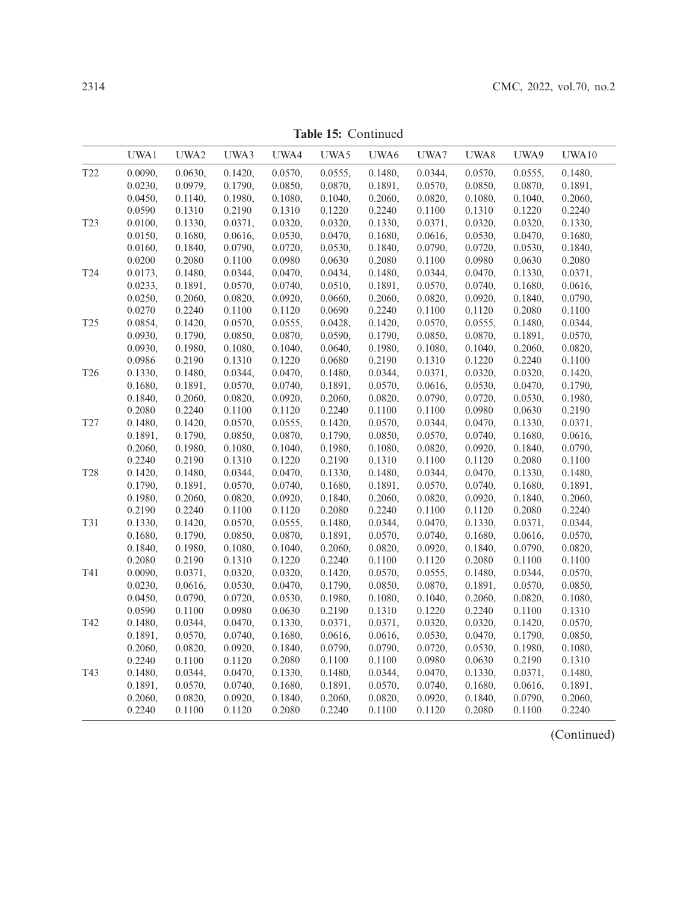**Table 15:** Continued

| | UWA1 | UWA2 | UWA3 | UWA4 | UWA5 | UWA6 | UWA7 | UWA8 | UWA9 | UWA10 |
|---|---|---|---|---|---|---|---|---|---|---|
| T22 | 0.0090, 0.0230, 0.0450, 0.0590 | 0.0630, 0.0979, 0.1140, 0.1310 | 0.1420, 0.1790, 0.1980, 0.2190 | 0.0570, 0.0850, 0.1080, 0.1310 | 0.0555, 0.0870, 0.1040, 0.1220 | 0.1480, 0.1891, 0.2060, 0.2240 | 0.0344, 0.0570, 0.0820, 0.1100 | 0.0570, 0.0850, 0.1080, 0.1310 | 0.0555, 0.0870, 0.1040, 0.1220 | 0.1480, 0.1891, 0.2060, 0.2240 |
| T23 | 0.0100, 0.0150, 0.0160, 0.0200 | 0.1330, 0.1680, 0.1840, 0.2080 | 0.0371, 0.0616, 0.0790, 0.1100 | 0.0320, 0.0530, 0.0720, 0.0980 | 0.0320, 0.0470, 0.0530, 0.0630 | 0.1330, 0.1680, 0.1840, 0.2080 | 0.0371, 0.0616, 0.0790, 0.1100 | 0.0320, 0.0530, 0.0720, 0.0980 | 0.0320, 0.0470, 0.0530, 0.0630 | 0.1330, 0.1680, 0.1840, 0.2080 |
| T24 | 0.0173, 0.0233, 0.0250, 0.0270 | 0.1480, 0.1891, 0.2060, 0.2240 | 0.0344, 0.0570, 0.0820, 0.1100 | 0.0470, 0.0740, 0.0920, 0.1120 | 0.0434, 0.0510, 0.0660, 0.0690 | 0.1480, 0.1891, 0.2060, 0.2240 | 0.0344, 0.0570, 0.0820, 0.1100 | 0.0470, 0.0740, 0.0920, 0.1120 | 0.1330, 0.1680, 0.1840, 0.2080 | 0.0371, 0.0616, 0.0790, 0.1100 |
| T25 | 0.0854, 0.0930, 0.0930, 0.0986 | 0.1420, 0.1790, 0.1980, 0.2190 | 0.0570, 0.0850, 0.1080, 0.1310 | 0.0555, 0.0870, 0.1040, 0.1220 | 0.0428, 0.0590, 0.0640, 0.0680 | 0.1420, 0.1790, 0.1980, 0.2190 | 0.0570, 0.0850, 0.1080, 0.1310 | 0.0555, 0.0870, 0.1040, 0.1220 | 0.1480, 0.1891, 0.2060, 0.2240 | 0.0344, 0.0570, 0.0820, 0.1100 |
| T26 | 0.1330, 0.1680, 0.1840, 0.2080 | 0.1480, 0.1891, 0.2060, 0.2240 | 0.0344, 0.0570, 0.0820, 0.1100 | 0.0470, 0.0740, 0.0920, 0.1120 | 0.1480, 0.1891, 0.2060, 0.2240 | 0.0344, 0.0570, 0.0820, 0.1100 | 0.0371, 0.0616, 0.0790, 0.1100 | 0.0320, 0.0530, 0.0720, 0.0980 | 0.0320, 0.0470, 0.0530, 0.0630 | 0.1420, 0.1790, 0.1980, 0.2190 |
| T27 | 0.1480, 0.1891, 0.2060, 0.2240 | 0.1420, 0.1790, 0.1980, 0.2190 | 0.0570, 0.0850, 0.1080, 0.1310 | 0.0555, 0.0870, 0.1040, 0.1220 | 0.1420, 0.1790, 0.1980, 0.2190 | 0.0570, 0.0850, 0.1080, 0.1310 | 0.0344, 0.0570, 0.0820, 0.1100 | 0.0470, 0.0740, 0.0920, 0.1120 | 0.1330, 0.1680, 0.1840, 0.2080 | 0.0371, 0.0616, 0.0790, 0.1100 |
| T28 | 0.1420, 0.1790, 0.1980, 0.2190 | 0.1480, 0.1891, 0.2060, 0.2240 | 0.0344, 0.0570, 0.0820, 0.1100 | 0.0470, 0.0740, 0.0920, 0.1120 | 0.1330, 0.1680, 0.1840, 0.2080 | 0.1480, 0.1891, 0.2060, 0.2240 | 0.0344, 0.0570, 0.0820, 0.1100 | 0.0470, 0.0740, 0.0920, 0.1120 | 0.1330, 0.1680, 0.1840, 0.2080 | 0.1480, 0.1891, 0.2060, 0.2240 |
| T31 | 0.1330, 0.1680, 0.1840, 0.2080 | 0.1420, 0.1790, 0.1980, 0.2190 | 0.0570, 0.0850, 0.1080, 0.1310 | 0.0555, 0.0870, 0.1040, 0.1220 | 0.1480, 0.1891, 0.2060, 0.2240 | 0.0344, 0.0570, 0.0820, 0.1100 | 0.0470, 0.0740, 0.0920, 0.1120 | 0.1330, 0.1680, 0.1840, 0.2080 | 0.0371, 0.0616, 0.0790, 0.1100 | 0.0344, 0.0570, 0.0820, 0.1100 |
| T41 | 0.0090, 0.0230, 0.0450, 0.0590 | 0.0371, 0.0616, 0.0790, 0.1100 | 0.0320, 0.0530, 0.0720, 0.0980 | 0.0320, 0.0470, 0.0530, 0.0630 | 0.1420, 0.1790, 0.1980, 0.2190 | 0.0570, 0.0850, 0.1080, 0.1310 | 0.0555, 0.0870, 0.1040, 0.1220 | 0.1480, 0.1891, 0.2060, 0.2240 | 0.0344, 0.0570, 0.0820, 0.1100 | 0.0570, 0.0850, 0.1080, 0.1310 |
| T42 | 0.1480, 0.1891, 0.2060, 0.2240 | 0.0344, 0.0570, 0.0820, 0.1100 | 0.0470, 0.0740, 0.0920, 0.1120 | 0.1330, 0.1680, 0.1840, 0.2080 | 0.0371, 0.0616, 0.0790, 0.1100 | 0.0371, 0.0616, 0.0790, 0.1100 | 0.0320, 0.0530, 0.0720, 0.0980 | 0.0320, 0.0470, 0.0530, 0.0630 | 0.1420, 0.1790, 0.1980, 0.2190 | 0.0570, 0.0850, 0.1080, 0.1310 |
| T43 | 0.1480, 0.1891, 0.2060, 0.2240 | 0.0344, 0.0570, 0.0820, 0.1100 | 0.0470, 0.0740, 0.0920, 0.1120 | 0.1330, 0.1680, 0.1840, 0.2080 | 0.1480, 0.1891, 0.2060, 0.2240 | 0.0344, 0.0570, 0.0820, 0.1100 | 0.0470, 0.0740, 0.0920, 0.1120 | 0.1330, 0.1680, 0.1840, 0.2080 | 0.0371, 0.0616, 0.0790, 0.1100 | 0.1480, 0.1891, 0.2060, 0.2240 |

(Continued)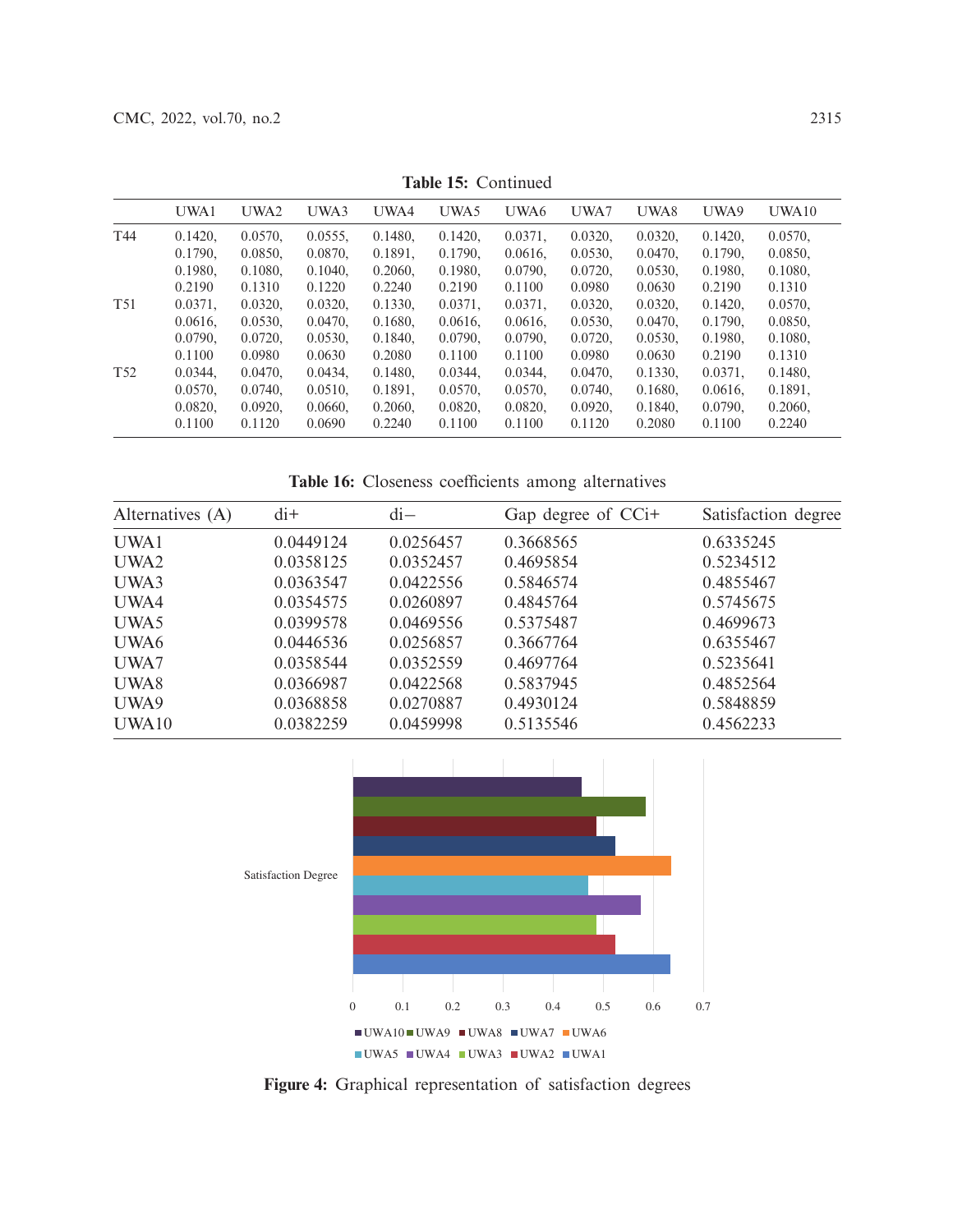**Table 15:** Continued

| | UWA1 | UWA2 | UWA3 | UWA4 | UWA5 | UWA6 | UWA7 | UWA8 | UWA9 | UWA10 |
|---|---|---|---|---|---|---|---|---|---|---|
| T44 | 0.1420, 0.1790, 0.1980, 0.2190 | 0.0570, 0.0850, 0.1080, 0.1310 | 0.0555, 0.0870, 0.1040, 0.1220 | 0.1480, 0.1891, 0.2060, 0.2240 | 0.1420, 0.1790, 0.1980, 0.2190 | 0.0371, 0.0616, 0.0790, 0.1100 | 0.0320, 0.0530, 0.0720, 0.0980 | 0.0320, 0.0470, 0.0530, 0.0630 | 0.1420, 0.1790, 0.1980, 0.2190 | 0.0570, 0.0850, 0.1080, 0.1310 |
| T51 | 0.0371, 0.0616, 0.0790, 0.1100 | 0.0320, 0.0530, 0.0720, 0.0980 | 0.0320, 0.0470, 0.0530, 0.0630 | 0.1330, 0.1680, 0.1840, 0.2080 | 0.0371, 0.0616, 0.0790, 0.1100 | 0.0371, 0.0616, 0.0790, 0.1100 | 0.0320, 0.0530, 0.0720, 0.0980 | 0.0320, 0.0470, 0.0530, 0.0630 | 0.1420, 0.1790, 0.1980, 0.2190 | 0.0570, 0.0850, 0.1080, 0.1310 |
| T52 | 0.0344, 0.0570, 0.0820, 0.1100 | 0.0470, 0.0740, 0.0920, 0.1120 | 0.0434, 0.0510, 0.0660, 0.0690 | 0.1480, 0.1891, 0.2060, 0.2240 | 0.0344, 0.0570, 0.0820, 0.1100 | 0.0344, 0.0570, 0.0820, 0.1100 | 0.0470, 0.0740, 0.0920, 0.1120 | 0.1330, 0.1680, 0.1840, 0.2080 | 0.0371, 0.0616, 0.0790, 0.1100 | 0.1480, 0.1891, 0.2060, 0.2240 |

**Table 16:** Closeness coefficients among alternatives

| Alternatives (A) | di+ | di− | Gap degree of CCi+ | Satisfaction degree |
|---|---|---|---|---|
| UWA1 | 0.0449124 | 0.0256457 | 0.3668565 | 0.6335245 |
| UWA2 | 0.0358125 | 0.0352457 | 0.4695854 | 0.5234512 |
| UWA3 | 0.0363547 | 0.0422556 | 0.5846574 | 0.4855467 |
| UWA4 | 0.0354575 | 0.0260897 | 0.4845764 | 0.5745675 |
| UWA5 | 0.0399578 | 0.0469556 | 0.5375487 | 0.4699673 |
| UWA6 | 0.0446536 | 0.0256857 | 0.3667764 | 0.6355467 |
| UWA7 | 0.0358544 | 0.0352559 | 0.4697764 | 0.5235641 |
| UWA8 | 0.0366987 | 0.0422568 | 0.5837945 | 0.4852564 |
| UWA9 | 0.0368858 | 0.0270887 | 0.4930124 | 0.5848859 |
| UWA10 | 0.0382259 | 0.0459998 | 0.5135546 | 0.4562233 |

**Figure 4:** Graphical representation of satisfaction degrees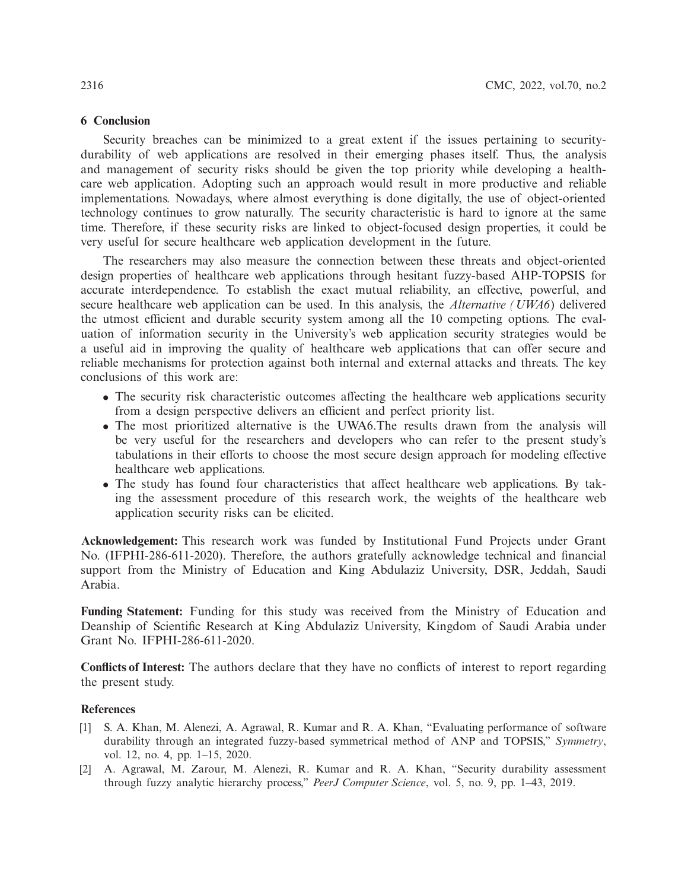## 6 Conclusion

Security breaches can be minimized to a great extent if the issues pertaining to security-durability of web applications are resolved in their emerging phases itself. Thus, the analysis and management of security risks should be given the top priority while developing a healthcare web application. Adopting such an approach would result in more productive and reliable implementations. Nowadays, where almost everything is done digitally, the use of object-oriented technology continues to grow naturally. The security characteristic is hard to ignore at the same time. Therefore, if these security risks are linked to object-focused design properties, it could be very useful for secure healthcare web application development in the future.

The researchers may also measure the connection between these threats and object-oriented design properties of healthcare web applications through hesitant fuzzy-based AHP-TOPSIS for accurate interdependence. To establish the exact mutual reliability, an effective, powerful, and secure healthcare web application can be used. In this analysis, the *Alternative (UWA6)* delivered the utmost efficient and durable security system among all the 10 competing options. The evaluation of information security in the University's web application security strategies would be a useful aid in improving the quality of healthcare web applications that can offer secure and reliable mechanisms for protection against both internal and external attacks and threats. The key conclusions of this work are:

- The security risk characteristic outcomes affecting the healthcare web applications security from a design perspective delivers an efficient and perfect priority list.
- The most prioritized alternative is the UWA6.The results drawn from the analysis will be very useful for the researchers and developers who can refer to the present study's tabulations in their efforts to choose the most secure design approach for modeling effective healthcare web applications.
- The study has found four characteristics that affect healthcare web applications. By taking the assessment procedure of this research work, the weights of the healthcare web application security risks can be elicited.

**Acknowledgement:** This research work was funded by Institutional Fund Projects under Grant No. (IFPHI-286-611-2020). Therefore, the authors gratefully acknowledge technical and financial support from the Ministry of Education and King Abdulaziz University, DSR, Jeddah, Saudi Arabia.

**Funding Statement:** Funding for this study was received from the Ministry of Education and Deanship of Scientific Research at King Abdulaziz University, Kingdom of Saudi Arabia under Grant No. IFPHI-286-611-2020.

**Conflicts of Interest:** The authors declare that they have no conflicts of interest to report regarding the present study.

## References

[1] S. A. Khan, M. Alenezi, A. Agrawal, R. Kumar and R. A. Khan, "Evaluating performance of software durability through an integrated fuzzy-based symmetrical method of ANP and TOPSIS," *Symmetry*, vol. 12, no. 4, pp. 1–15, 2020.

[2] A. Agrawal, M. Zarour, M. Alenezi, R. Kumar and R. A. Khan, "Security durability assessment through fuzzy analytic hierarchy process," *PeerJ Computer Science*, vol. 5, no. 9, pp. 1–43, 2019.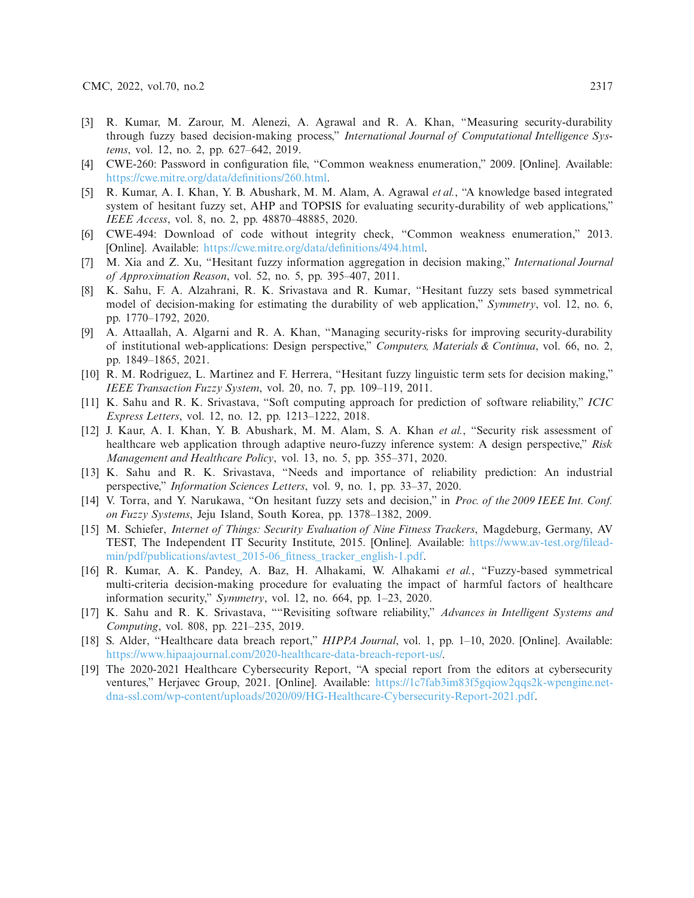[3] R. Kumar, M. Zarour, M. Alenezi, A. Agrawal and R. A. Khan, "Measuring security-durability through fuzzy based decision-making process," *International Journal of Computational Intelligence Systems*, vol. 12, no. 2, pp. 627–642, 2019.

[4] CWE-260: Password in configuration file, "Common weakness enumeration," 2009. [Online]. Available: https://cwe.mitre.org/data/definitions/260.html.

[5] R. Kumar, A. I. Khan, Y. B. Abushark, M. M. Alam, A. Agrawal *et al.*, "A knowledge based integrated system of hesitant fuzzy set, AHP and TOPSIS for evaluating security-durability of web applications," *IEEE Access*, vol. 8, no. 2, pp. 48870–48885, 2020.

[6] CWE-494: Download of code without integrity check, "Common weakness enumeration," 2013. [Online]. Available: https://cwe.mitre.org/data/definitions/494.html.

[7] M. Xia and Z. Xu, "Hesitant fuzzy information aggregation in decision making," *International Journal of Approximation Reason*, vol. 52, no. 5, pp. 395–407, 2011.

[8] K. Sahu, F. A. Alzahrani, R. K. Srivastava and R. Kumar, "Hesitant fuzzy sets based symmetrical model of decision-making for estimating the durability of web application," *Symmetry*, vol. 12, no. 6, pp. 1770–1792, 2020.

[9] A. Attaallah, A. Algarni and R. A. Khan, "Managing security-risks for improving security-durability of institutional web-applications: Design perspective," *Computers, Materials & Continua*, vol. 66, no. 2, pp. 1849–1865, 2021.

[10] R. M. Rodriguez, L. Martinez and F. Herrera, "Hesitant fuzzy linguistic term sets for decision making," *IEEE Transaction Fuzzy System*, vol. 20, no. 7, pp. 109–119, 2011.

[11] K. Sahu and R. K. Srivastava, "Soft computing approach for prediction of software reliability," *ICIC Express Letters*, vol. 12, no. 12, pp. 1213–1222, 2018.

[12] J. Kaur, A. I. Khan, Y. B. Abushark, M. M. Alam, S. A. Khan *et al.*, "Security risk assessment of healthcare web application through adaptive neuro-fuzzy inference system: A design perspective," *Risk Management and Healthcare Policy*, vol. 13, no. 5, pp. 355–371, 2020.

[13] K. Sahu and R. K. Srivastava, "Needs and importance of reliability prediction: An industrial perspective," *Information Sciences Letters*, vol. 9, no. 1, pp. 33–37, 2020.

[14] V. Torra, and Y. Narukawa, "On hesitant fuzzy sets and decision," in *Proc. of the 2009 IEEE Int. Conf. on Fuzzy Systems*, Jeju Island, South Korea, pp. 1378–1382, 2009.

[15] M. Schiefer, *Internet of Things: Security Evaluation of Nine Fitness Trackers*, Magdeburg, Germany, AV TEST, The Independent IT Security Institute, 2015. [Online]. Available: https://www.av-test.org/filead-min/pdf/publications/avtest_2015-06_fitness_tracker_english-1.pdf.

[16] R. Kumar, A. K. Pandey, A. Baz, H. Alhakami, W. Alhakami *et al.*, "Fuzzy-based symmetrical multi-criteria decision-making procedure for evaluating the impact of harmful factors of healthcare information security," *Symmetry*, vol. 12, no. 664, pp. 1–23, 2020.

[17] K. Sahu and R. K. Srivastava, ""Revisiting software reliability," *Advances in Intelligent Systems and Computing*, vol. 808, pp. 221–235, 2019.

[18] S. Alder, "Healthcare data breach report," *HIPPA Journal*, vol. 1, pp. 1–10, 2020. [Online]. Available: https://www.hipaajournal.com/2020-healthcare-data-breach-report-us/.

[19] The 2020-2021 Healthcare Cybersecurity Report, "A special report from the editors at cybersecurity ventures," Herjavec Group, 2021. [Online]. Available: https://1c7fab3im83f5gqiow2qqs2k-wpengine.net-dna-ssl.com/wp-content/uploads/2020/09/HG-Healthcare-Cybersecurity-Report-2021.pdf.